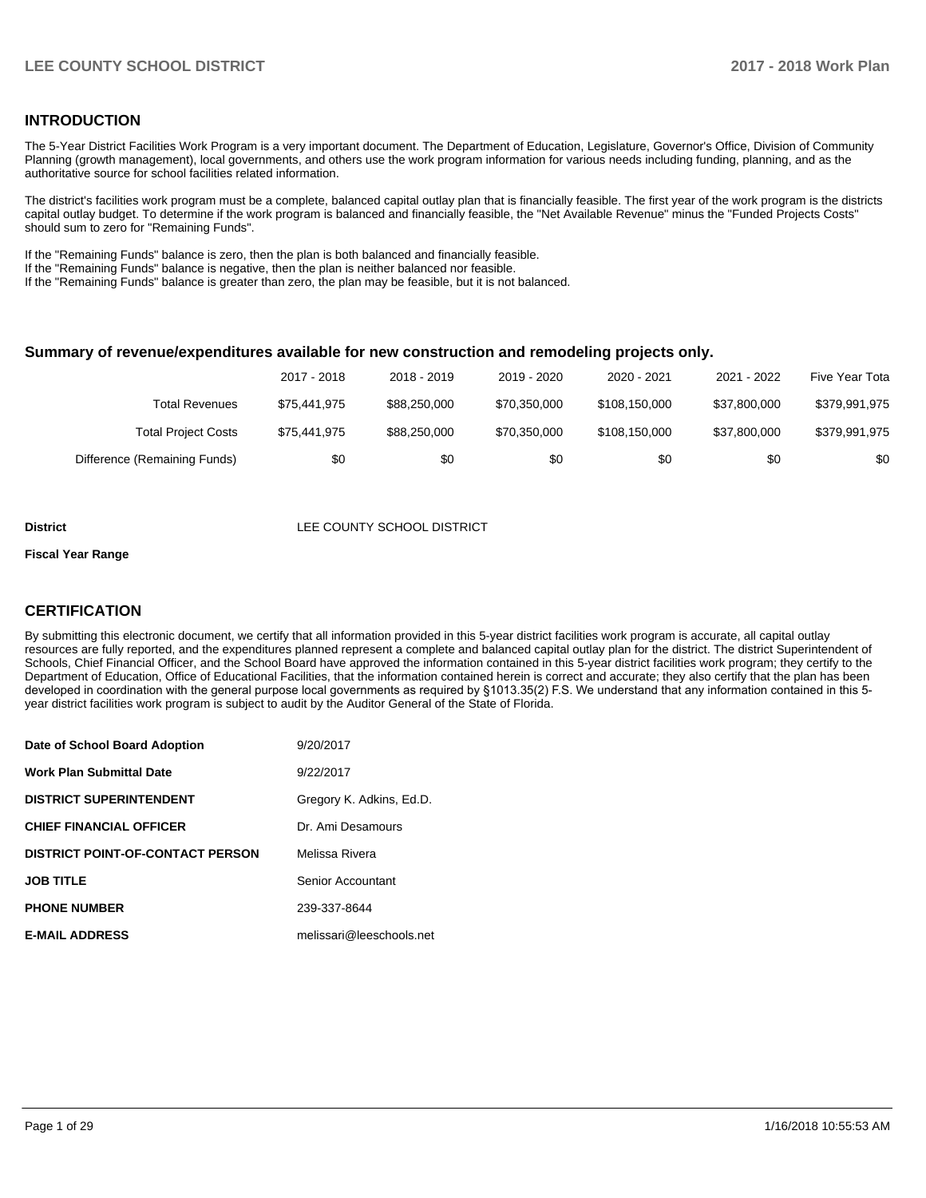## INTRODUCTION

The 5-Year District Facilities Work Program is a very important document. The Department of Education, Legislature, Governor's Office, Division of Community Planning (growth management), local governments, and others use the work program information for various needs including funding, planning, and as the authoritative source for school facilities related information.

The district's facilities work program must be a complete, balanced capital outlay plan that is financially feasible. The first year of the work program is the districts capital outlay budget. To determine if the work program is balanced and financially feasible, the "Net Available Revenue" minus the "Funded Projects Costs" should sum to zero for "Remaining Funds".

If the "Remaining Funds" balance is zero, then the plan is both balanced and financially feasible.
If the "Remaining Funds" balance is negative, then the plan is neither balanced nor feasible.
If the "Remaining Funds" balance is greater than zero, the plan may be feasible, but it is not balanced.

### Summary of revenue/expenditures available for new construction and remodeling projects only.

| | 2017 - 2018 | 2018 - 2019 | 2019 - 2020 | 2020 - 2021 | 2021 - 2022 | Five Year Tota |
|---|---|---|---|---|---|---|
| Total Revenues | $75,441,975 | $88,250,000 | $70,350,000 | $108,150,000 | $37,800,000 | $379,991,975 |
| Total Project Costs | $75,441,975 | $88,250,000 | $70,350,000 | $108,150,000 | $37,800,000 | $379,991,975 |
| Difference (Remaining Funds) | $0 | $0 | $0 | $0 | $0 | $0 |

**District** LEE COUNTY SCHOOL DISTRICT

**Fiscal Year Range**

## CERTIFICATION

By submitting this electronic document, we certify that all information provided in this 5-year district facilities work program is accurate, all capital outlay resources are fully reported, and the expenditures planned represent a complete and balanced capital outlay plan for the district. The district Superintendent of Schools, Chief Financial Officer, and the School Board have approved the information contained in this 5-year district facilities work program; they certify to the Department of Education, Office of Educational Facilities, that the information contained herein is correct and accurate; they also certify that the plan has been developed in coordination with the general purpose local governments as required by §1013.35(2) F.S. We understand that any information contained in this 5-year district facilities work program is subject to audit by the Auditor General of the State of Florida.

| | |
|---|---|
| **Date of School Board Adoption** | 9/20/2017 |
| **Work Plan Submittal Date** | 9/22/2017 |
| **DISTRICT SUPERINTENDENT** | Gregory K. Adkins, Ed.D. |
| **CHIEF FINANCIAL OFFICER** | Dr. Ami Desamours |
| **DISTRICT POINT-OF-CONTACT PERSON** | Melissa Rivera |
| **JOB TITLE** | Senior Accountant |
| **PHONE NUMBER** | 239-337-8644 |
| **E-MAIL ADDRESS** | melissari@leeschools.net |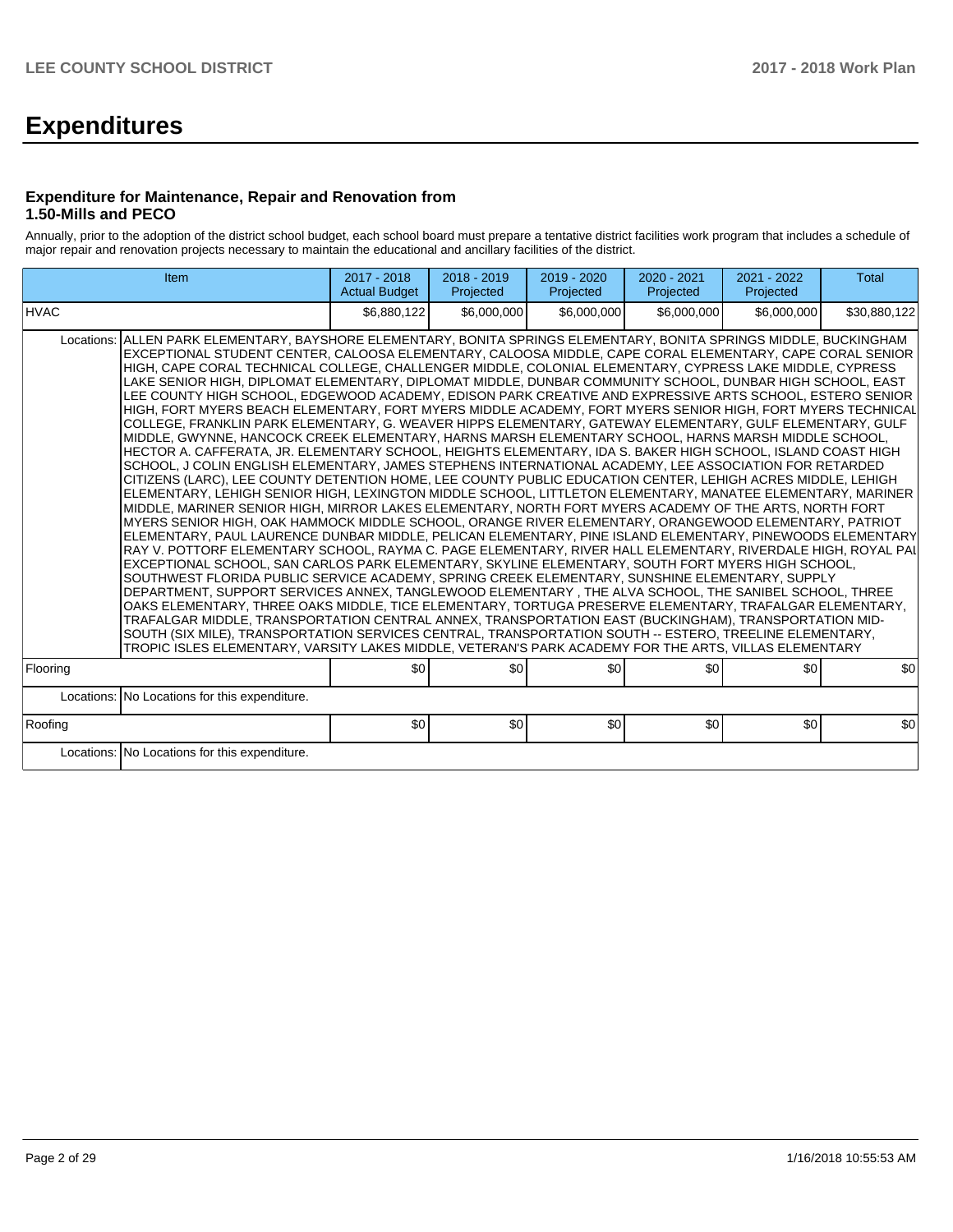# Expenditures

### Expenditure for Maintenance, Repair and Renovation from 1.50-Mills and PECO

Annually, prior to the adoption of the district school budget, each school board must prepare a tentative district facilities work program that includes a schedule of major repair and renovation projects necessary to maintain the educational and ancillary facilities of the district.

| Item | | 2017 - 2018 Actual Budget | 2018 - 2019 Projected | 2019 - 2020 Projected | 2020 - 2021 Projected | 2021 - 2022 Projected | Total |
|---|---|---|---|---|---|---|---|
| HVAC | | $6,880,122 | $6,000,000 | $6,000,000 | $6,000,000 | $6,000,000 | $30,880,122 |
| Locations: | ALLEN PARK ELEMENTARY, BAYSHORE ELEMENTARY, BONITA SPRINGS ELEMENTARY, BONITA SPRINGS MIDDLE, BUCKINGHAM EXCEPTIONAL STUDENT CENTER, CALOOSA ELEMENTARY, CALOOSA MIDDLE, CAPE CORAL ELEMENTARY, CAPE CORAL SENIOR HIGH, CAPE CORAL TECHNICAL COLLEGE, CHALLENGER MIDDLE, COLONIAL ELEMENTARY, CYPRESS LAKE MIDDLE, CYPRESS LAKE SENIOR HIGH, DIPLOMAT ELEMENTARY, DIPLOMAT MIDDLE, DUNBAR COMMUNITY SCHOOL, DUNBAR HIGH SCHOOL, EAST LEE COUNTY HIGH SCHOOL, EDGEWOOD ACADEMY, EDISON PARK CREATIVE AND EXPRESSIVE ARTS SCHOOL, ESTERO SENIOR HIGH, FORT MYERS BEACH ELEMENTARY, FORT MYERS MIDDLE ACADEMY, FORT MYERS SENIOR HIGH, FORT MYERS TECHNICAL COLLEGE, FRANKLIN PARK ELEMENTARY, G. WEAVER HIPPS ELEMENTARY, GATEWAY ELEMENTARY, GULF ELEMENTARY, GULF MIDDLE, GWYNNE, HANCOCK CREEK ELEMENTARY, HARNS MARSH ELEMENTARY SCHOOL, HARNS MARSH MIDDLE SCHOOL, HECTOR A. CAFFERATA, JR. ELEMENTARY SCHOOL, HEIGHTS ELEMENTARY, IDA S. BAKER HIGH SCHOOL, ISLAND COAST HIGH SCHOOL, J COLIN ENGLISH ELEMENTARY, JAMES STEPHENS INTERNATIONAL ACADEMY, LEE ASSOCIATION FOR RETARDED CITIZENS (LARC), LEE COUNTY DETENTION HOME, LEE COUNTY PUBLIC EDUCATION CENTER, LEHIGH ACRES MIDDLE, LEHIGH ELEMENTARY, LEHIGH SENIOR HIGH, LEXINGTON MIDDLE SCHOOL, LITTLETON ELEMENTARY, MANATEE ELEMENTARY, MARINER MIDDLE, MARINER SENIOR HIGH, MIRROR LAKES ELEMENTARY, NORTH FORT MYERS ACADEMY OF THE ARTS, NORTH FORT MYERS SENIOR HIGH, OAK HAMMOCK MIDDLE SCHOOL, ORANGE RIVER ELEMENTARY, ORANGEWOOD ELEMENTARY, PATRIOT ELEMENTARY, PAUL LAURENCE DUNBAR MIDDLE, PELICAN ELEMENTARY, PINE ISLAND ELEMENTARY, PINEWOODS ELEMENTARY, RAY V. POTTORF ELEMENTARY SCHOOL, RAYMA C. PAGE ELEMENTARY, RIVER HALL ELEMENTARY, RIVERDALE HIGH, ROYAL PAL EXCEPTIONAL SCHOOL, SAN CARLOS PARK ELEMENTARY, SKYLINE ELEMENTARY, SOUTH FORT MYERS HIGH SCHOOL, SOUTHWEST FLORIDA PUBLIC SERVICE ACADEMY, SPRING CREEK ELEMENTARY, SUNSHINE ELEMENTARY, SUPPLY DEPARTMENT, SUPPORT SERVICES ANNEX, TANGLEWOOD ELEMENTARY , THE ALVA SCHOOL, THE SANIBEL SCHOOL, THREE OAKS ELEMENTARY, THREE OAKS MIDDLE, TICE ELEMENTARY, TORTUGA PRESERVE ELEMENTARY, TRAFALGAR ELEMENTARY, TRAFALGAR MIDDLE, TRANSPORTATION CENTRAL ANNEX, TRANSPORTATION EAST (BUCKINGHAM), TRANSPORTATION MID-SOUTH (SIX MILE), TRANSPORTATION SERVICES CENTRAL, TRANSPORTATION SOUTH -- ESTERO, TREELINE ELEMENTARY, TROPIC ISLES ELEMENTARY, VARSITY LAKES MIDDLE, VETERAN'S PARK ACADEMY FOR THE ARTS, VILLAS ELEMENTARY | | | | | | |
| Flooring | | $0 | $0 | $0 | $0 | $0 | $0 |
| Locations: | No Locations for this expenditure. | | | | | | |
| Roofing | | $0 | $0 | $0 | $0 | $0 | $0 |
| Locations: | No Locations for this expenditure. | | | | | | |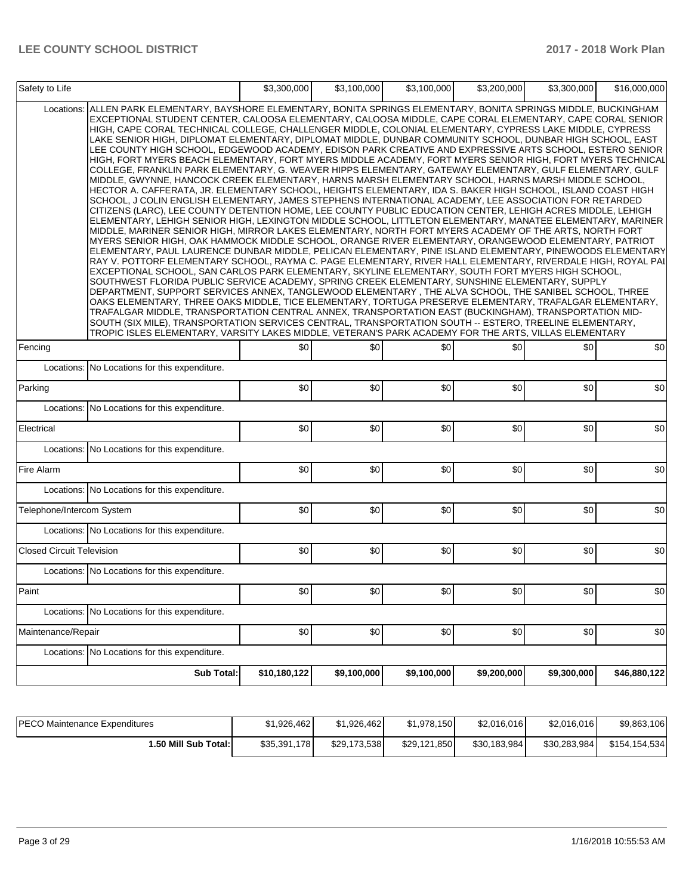| | | | | | | | |
|---|---|---|---|---|---|---|---|
| Safety to Life | | $3,300,000 | $3,100,000 | $3,100,000 | $3,200,000 | $3,300,000 | $16,000,000 |
| | Locations: | ALLEN PARK ELEMENTARY, BAYSHORE ELEMENTARY, BONITA SPRINGS ELEMENTARY, BONITA SPRINGS MIDDLE, BUCKINGHAM EXCEPTIONAL STUDENT CENTER, CALOOSA ELEMENTARY, CALOOSA MIDDLE, CAPE CORAL ELEMENTARY, CAPE CORAL SENIOR HIGH, CAPE CORAL TECHNICAL COLLEGE, CHALLENGER MIDDLE, COLONIAL ELEMENTARY, CYPRESS LAKE MIDDLE, CYPRESS LAKE SENIOR HIGH, DIPLOMAT ELEMENTARY, DIPLOMAT MIDDLE, DUNBAR COMMUNITY SCHOOL, DUNBAR HIGH SCHOOL, EAST LEE COUNTY HIGH SCHOOL, EDGEWOOD ACADEMY, EDISON PARK CREATIVE AND EXPRESSIVE ARTS SCHOOL, ESTERO SENIOR HIGH, FORT MYERS BEACH ELEMENTARY, FORT MYERS MIDDLE ACADEMY, FORT MYERS SENIOR HIGH, FORT MYERS TECHNICAL COLLEGE, FRANKLIN PARK ELEMENTARY, G. WEAVER HIPPS ELEMENTARY, GATEWAY ELEMENTARY, GULF ELEMENTARY, GULF MIDDLE, GWYNNE, HANCOCK CREEK ELEMENTARY, HARNS MARSH ELEMENTARY SCHOOL, HARNS MARSH MIDDLE SCHOOL, HECTOR A. CAFFERATA, JR. ELEMENTARY SCHOOL, HEIGHTS ELEMENTARY, IDA S. BAKER HIGH SCHOOL, ISLAND COAST HIGH SCHOOL, J COLIN ENGLISH ELEMENTARY, JAMES STEPHENS INTERNATIONAL ACADEMY, LEE ASSOCIATION FOR RETARDED CITIZENS (LARC), LEE COUNTY DETENTION HOME, LEE COUNTY PUBLIC EDUCATION CENTER, LEHIGH ACRES MIDDLE, LEHIGH ELEMENTARY, LEHIGH SENIOR HIGH, LEXINGTON MIDDLE SCHOOL, LITTLETON ELEMENTARY, MANATEE ELEMENTARY, MARINER MIDDLE, MARINER SENIOR HIGH, MIRROR LAKES ELEMENTARY, NORTH FORT MYERS ACADEMY OF THE ARTS, NORTH FORT MYERS SENIOR HIGH, OAK HAMMOCK MIDDLE SCHOOL, ORANGE RIVER ELEMENTARY, ORANGEWOOD ELEMENTARY, PATRIOT ELEMENTARY, PAUL LAURENCE DUNBAR MIDDLE, PELICAN ELEMENTARY, PINE ISLAND ELEMENTARY, PINEWOODS ELEMENTARY, RAY V. POTTORF ELEMENTARY SCHOOL, RAYMA C. PAGE ELEMENTARY, RIVER HALL ELEMENTARY, RIVERDALE HIGH, ROYAL PALM EXCEPTIONAL SCHOOL, SAN CARLOS PARK ELEMENTARY, SKYLINE ELEMENTARY, SOUTH FORT MYERS HIGH SCHOOL, SOUTHWEST FLORIDA PUBLIC SERVICE ACADEMY, SPRING CREEK ELEMENTARY, SUNSHINE ELEMENTARY, SUPPLY DEPARTMENT, SUPPORT SERVICES ANNEX, TANGLEWOOD ELEMENTARY , THE ALVA SCHOOL, THE SANIBEL SCHOOL, THREE OAKS ELEMENTARY, THREE OAKS MIDDLE, TICE ELEMENTARY, TORTUGA PRESERVE ELEMENTARY, TRAFALGAR ELEMENTARY, TRAFALGAR MIDDLE, TRANSPORTATION CENTRAL ANNEX, TRANSPORTATION EAST (BUCKINGHAM), TRANSPORTATION MID-SOUTH (SIX MILE), TRANSPORTATION SERVICES CENTRAL, TRANSPORTATION SOUTH -- ESTERO, TREELINE ELEMENTARY, TROPIC ISLES ELEMENTARY, VARSITY LAKES MIDDLE, VETERAN'S PARK ACADEMY FOR THE ARTS, VILLAS ELEMENTARY | | | | | |
| Fencing | | $0 | $0 | $0 | $0 | $0 | $0 |
| | Locations: | No Locations for this expenditure. | | | | | |
| Parking | | $0 | $0 | $0 | $0 | $0 | $0 |
| | Locations: | No Locations for this expenditure. | | | | | |
| Electrical | | $0 | $0 | $0 | $0 | $0 | $0 |
| | Locations: | No Locations for this expenditure. | | | | | |
| Fire Alarm | | $0 | $0 | $0 | $0 | $0 | $0 |
| | Locations: | No Locations for this expenditure. | | | | | |
| Telephone/Intercom System | | $0 | $0 | $0 | $0 | $0 | $0 |
| | Locations: | No Locations for this expenditure. | | | | | |
| Closed Circuit Television | | $0 | $0 | $0 | $0 | $0 | $0 |
| | Locations: | No Locations for this expenditure. | | | | | |
| Paint | | $0 | $0 | $0 | $0 | $0 | $0 |
| | Locations: | No Locations for this expenditure. | | | | | |
| Maintenance/Repair | | $0 | $0 | $0 | $0 | $0 | $0 |
| | Locations: | No Locations for this expenditure. | | | | | |
| | **Sub Total:** | **$10,180,122** | **$9,100,000** | **$9,100,000** | **$9,200,000** | **$9,300,000** | **$46,880,122** |

| | | | | | | |
|---|---|---|---|---|---|---|
| PECO Maintenance Expenditures | $1,926,462 | $1,926,462 | $1,978,150 | $2,016,016 | $2,016,016 | $9,863,106 |
| **1.50 Mill Sub Total:** | $35,391,178 | $29,173,538 | $29,121,850 | $30,183,984 | $30,283,984 | $154,154,534 |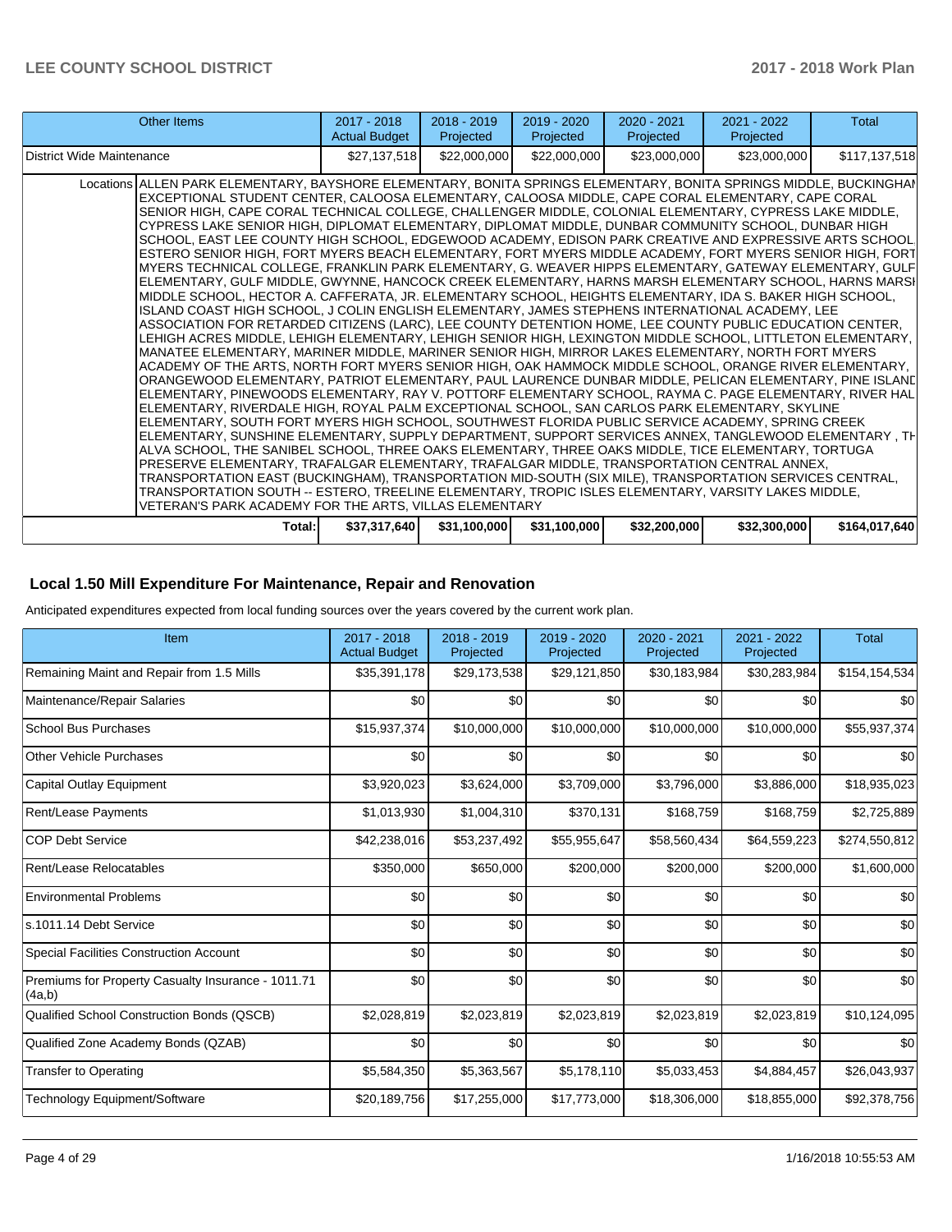| Other Items | 2017 - 2018 Actual Budget | 2018 - 2019 Projected | 2019 - 2020 Projected | 2020 - 2021 Projected | 2021 - 2022 Projected | Total |
|---|---|---|---|---|---|---|
| District Wide Maintenance | $27,137,518 | $22,000,000 | $22,000,000 | $23,000,000 | $23,000,000 | $117,137,518 |
| Locations | ALLEN PARK ELEMENTARY, BAYSHORE ELEMENTARY, BONITA SPRINGS ELEMENTARY, BONITA SPRINGS MIDDLE, BUCKINGHAM EXCEPTIONAL STUDENT CENTER, CALOOSA ELEMENTARY, CALOOSA MIDDLE, CAPE CORAL ELEMENTARY, CAPE CORAL SENIOR HIGH, CAPE CORAL TECHNICAL COLLEGE, CHALLENGER MIDDLE, COLONIAL ELEMENTARY, CYPRESS LAKE MIDDLE, CYPRESS LAKE SENIOR HIGH, DIPLOMAT ELEMENTARY, DIPLOMAT MIDDLE, DUNBAR COMMUNITY SCHOOL, DUNBAR HIGH SCHOOL, EAST LEE COUNTY HIGH SCHOOL, EDGEWOOD ACADEMY, EDISON PARK CREATIVE AND EXPRESSIVE ARTS SCHOOL, ESTERO SENIOR HIGH, FORT MYERS BEACH ELEMENTARY, FORT MYERS MIDDLE ACADEMY, FORT MYERS SENIOR HIGH, FORT MYERS TECHNICAL COLLEGE, FRANKLIN PARK ELEMENTARY, G. WEAVER HIPPS ELEMENTARY, GATEWAY ELEMENTARY, GULF ELEMENTARY, GULF MIDDLE, GWYNNE, HANCOCK CREEK ELEMENTARY, HARNS MARSH ELEMENTARY SCHOOL, HARNS MARSH MIDDLE SCHOOL, HECTOR A. CAFFERATA, JR. ELEMENTARY SCHOOL, HEIGHTS ELEMENTARY, IDA S. BAKER HIGH SCHOOL, ISLAND COAST HIGH SCHOOL, J COLIN ENGLISH ELEMENTARY, JAMES STEPHENS INTERNATIONAL ACADEMY, LEE ASSOCIATION FOR RETARDED CITIZENS (LARC), LEE COUNTY DETENTION HOME, LEE COUNTY PUBLIC EDUCATION CENTER, LEHIGH ACRES MIDDLE, LEHIGH ELEMENTARY, LEHIGH SENIOR HIGH, LEXINGTON MIDDLE SCHOOL, LITTLETON ELEMENTARY, MANATEE ELEMENTARY, MARINER MIDDLE, MARINER SENIOR HIGH, MIRROR LAKES ELEMENTARY, NORTH FORT MYERS ACADEMY OF THE ARTS, NORTH FORT MYERS SENIOR HIGH, OAK HAMMOCK MIDDLE SCHOOL, ORANGE RIVER ELEMENTARY, ORANGEWOOD ELEMENTARY, PATRIOT ELEMENTARY, PAUL LAURENCE DUNBAR MIDDLE, PELICAN ELEMENTARY, PINE ISLAND ELEMENTARY, PINEWOODS ELEMENTARY, RAY V. POTTORF ELEMENTARY SCHOOL, RAYMA C. PAGE ELEMENTARY, RIVER HALL ELEMENTARY, RIVERDALE HIGH, ROYAL PALM EXCEPTIONAL SCHOOL, SAN CARLOS PARK ELEMENTARY, SKYLINE ELEMENTARY, SOUTH FORT MYERS HIGH SCHOOL, SOUTHWEST FLORIDA PUBLIC SERVICE ACADEMY, SPRING CREEK ELEMENTARY, SUNSHINE ELEMENTARY, SUPPLY DEPARTMENT, SUPPORT SERVICES ANNEX, TANGLEWOOD ELEMENTARY , THE ALVA SCHOOL, THE SANIBEL SCHOOL, THREE OAKS ELEMENTARY, THREE OAKS MIDDLE, TICE ELEMENTARY, TORTUGA PRESERVE ELEMENTARY, TRAFALGAR ELEMENTARY, TRAFALGAR MIDDLE, TRANSPORTATION CENTRAL ANNEX, TRANSPORTATION EAST (BUCKINGHAM), TRANSPORTATION MID-SOUTH (SIX MILE), TRANSPORTATION SERVICES CENTRAL, TRANSPORTATION SOUTH -- ESTERO, TREELINE ELEMENTARY, TROPIC ISLES ELEMENTARY, VARSITY LAKES MIDDLE, VETERAN'S PARK ACADEMY FOR THE ARTS, VILLAS ELEMENTARY | | | | | |
| **Total:** | **$37,317,640** | **$31,100,000** | **$31,100,000** | **$32,200,000** | **$32,300,000** | **$164,017,640** |

## Local 1.50 Mill Expenditure For Maintenance, Repair and Renovation

Anticipated expenditures expected from local funding sources over the years covered by the current work plan.

| Item | 2017 - 2018 Actual Budget | 2018 - 2019 Projected | 2019 - 2020 Projected | 2020 - 2021 Projected | 2021 - 2022 Projected | Total |
|---|---|---|---|---|---|---|
| Remaining Maint and Repair from 1.5 Mills | $35,391,178 | $29,173,538 | $29,121,850 | $30,183,984 | $30,283,984 | $154,154,534 |
| Maintenance/Repair Salaries | $0 | $0 | $0 | $0 | $0 | $0 |
| School Bus Purchases | $15,937,374 | $10,000,000 | $10,000,000 | $10,000,000 | $10,000,000 | $55,937,374 |
| Other Vehicle Purchases | $0 | $0 | $0 | $0 | $0 | $0 |
| Capital Outlay Equipment | $3,920,023 | $3,624,000 | $3,709,000 | $3,796,000 | $3,886,000 | $18,935,023 |
| Rent/Lease Payments | $1,013,930 | $1,004,310 | $370,131 | $168,759 | $168,759 | $2,725,889 |
| COP Debt Service | $42,238,016 | $53,237,492 | $55,955,647 | $58,560,434 | $64,559,223 | $274,550,812 |
| Rent/Lease Relocatables | $350,000 | $650,000 | $200,000 | $200,000 | $200,000 | $1,600,000 |
| Environmental Problems | $0 | $0 | $0 | $0 | $0 | $0 |
| s.1011.14 Debt Service | $0 | $0 | $0 | $0 | $0 | $0 |
| Special Facilities Construction Account | $0 | $0 | $0 | $0 | $0 | $0 |
| Premiums for Property Casualty Insurance - 1011.71 (4a,b) | $0 | $0 | $0 | $0 | $0 | $0 |
| Qualified School Construction Bonds (QSCB) | $2,028,819 | $2,023,819 | $2,023,819 | $2,023,819 | $2,023,819 | $10,124,095 |
| Qualified Zone Academy Bonds (QZAB) | $0 | $0 | $0 | $0 | $0 | $0 |
| Transfer to Operating | $5,584,350 | $5,363,567 | $5,178,110 | $5,033,453 | $4,884,457 | $26,043,937 |
| Technology Equipment/Software | $20,189,756 | $17,255,000 | $17,773,000 | $18,306,000 | $18,855,000 | $92,378,756 |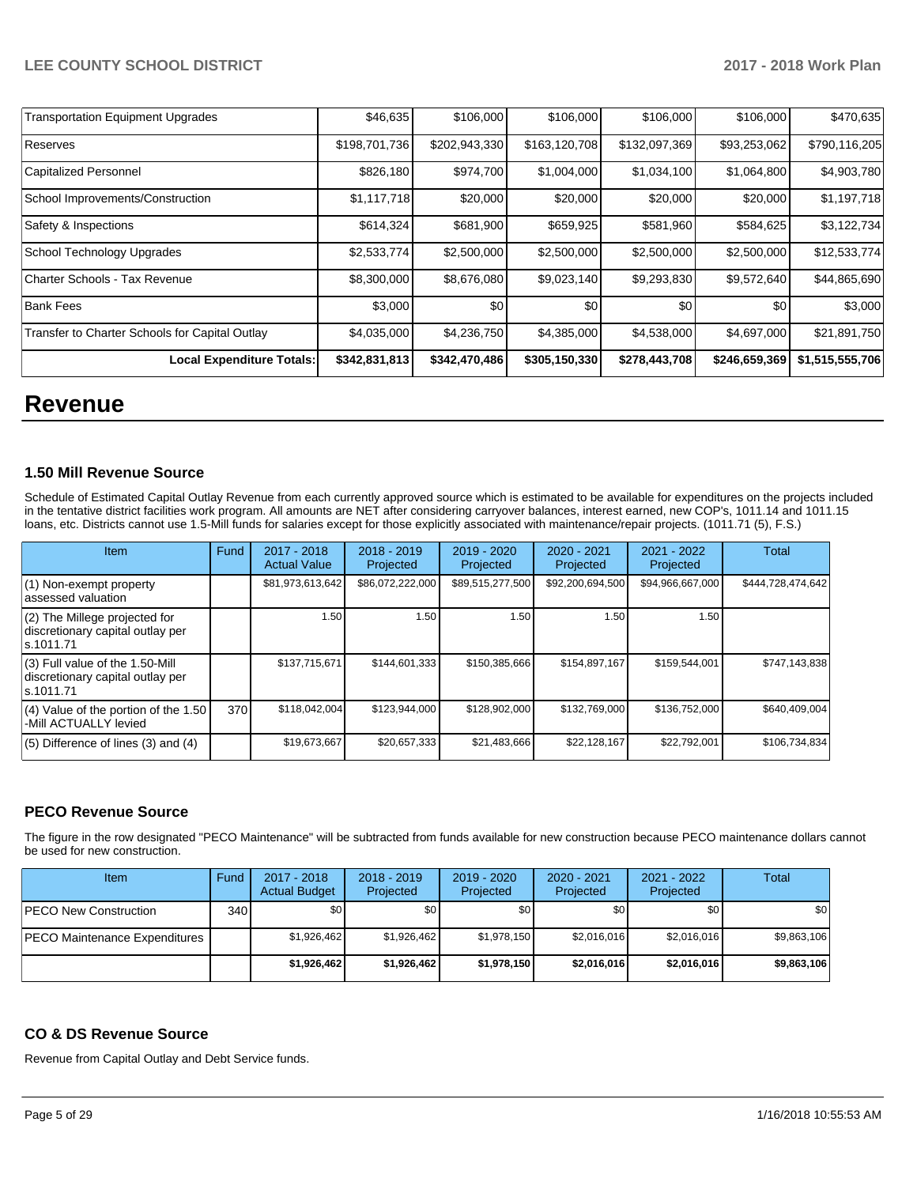| | | | | | | |
|---|---|---|---|---|---|---|
| Transportation Equipment Upgrades | $46,635 | $106,000 | $106,000 | $106,000 | $106,000 | $470,635 |
| Reserves | $198,701,736 | $202,943,330 | $163,120,708 | $132,097,369 | $93,253,062 | $790,116,205 |
| Capitalized Personnel | $826,180 | $974,700 | $1,004,000 | $1,034,100 | $1,064,800 | $4,903,780 |
| School Improvements/Construction | $1,117,718 | $20,000 | $20,000 | $20,000 | $20,000 | $1,197,718 |
| Safety & Inspections | $614,324 | $681,900 | $659,925 | $581,960 | $584,625 | $3,122,734 |
| School Technology Upgrades | $2,533,774 | $2,500,000 | $2,500,000 | $2,500,000 | $2,500,000 | $12,533,774 |
| Charter Schools - Tax Revenue | $8,300,000 | $8,676,080 | $9,023,140 | $9,293,830 | $9,572,640 | $44,865,690 |
| Bank Fees | $3,000 | $0 | $0 | $0 | $0 | $3,000 |
| Transfer to Charter Schools for Capital Outlay | $4,035,000 | $4,236,750 | $4,385,000 | $4,538,000 | $4,697,000 | $21,891,750 |
| **Local Expenditure Totals:** | **$342,831,813** | **$342,470,486** | **$305,150,330** | **$278,443,708** | **$246,659,369** | **$1,515,555,706** |

# Revenue

### 1.50 Mill Revenue Source

Schedule of Estimated Capital Outlay Revenue from each currently approved source which is estimated to be available for expenditures on the projects included in the tentative district facilities work program. All amounts are NET after considering carryover balances, interest earned, new COP's, 1011.14 and 1011.15 loans, etc. Districts cannot use 1.5-Mill funds for salaries except for those explicitly associated with maintenance/repair projects. (1011.71 (5), F.S.)

| Item | Fund | 2017 - 2018 Actual Value | 2018 - 2019 Projected | 2019 - 2020 Projected | 2020 - 2021 Projected | 2021 - 2022 Projected | Total |
|---|---|---|---|---|---|---|---|
| (1) Non-exempt property assessed valuation | | $81,973,613,642 | $86,072,222,000 | $89,515,277,500 | $92,200,694,500 | $94,966,667,000 | $444,728,474,642 |
| (2) The Millege projected for discretionary capital outlay per s.1011.71 | | 1.50 | 1.50 | 1.50 | 1.50 | 1.50 | |
| (3) Full value of the 1.50-Mill discretionary capital outlay per s.1011.71 | | $137,715,671 | $144,601,333 | $150,385,666 | $154,897,167 | $159,544,001 | $747,143,838 |
| (4) Value of the portion of the 1.50 -Mill ACTUALLY levied | 370 | $118,042,004 | $123,944,000 | $128,902,000 | $132,769,000 | $136,752,000 | $640,409,004 |
| (5) Difference of lines (3) and (4) | | $19,673,667 | $20,657,333 | $21,483,666 | $22,128,167 | $22,792,001 | $106,734,834 |

### PECO Revenue Source

The figure in the row designated "PECO Maintenance" will be subtracted from funds available for new construction because PECO maintenance dollars cannot be used for new construction.

| Item | Fund | 2017 - 2018 Actual Budget | 2018 - 2019 Projected | 2019 - 2020 Projected | 2020 - 2021 Projected | 2021 - 2022 Projected | Total |
|---|---|---|---|---|---|---|---|
| PECO New Construction | 340 | $0 | $0 | $0 | $0 | $0 | $0 |
| PECO Maintenance Expenditures | | $1,926,462 | $1,926,462 | $1,978,150 | $2,016,016 | $2,016,016 | $9,863,106 |
| | | **$1,926,462** | **$1,926,462** | **$1,978,150** | **$2,016,016** | **$2,016,016** | **$9,863,106** |

### CO & DS Revenue Source

Revenue from Capital Outlay and Debt Service funds.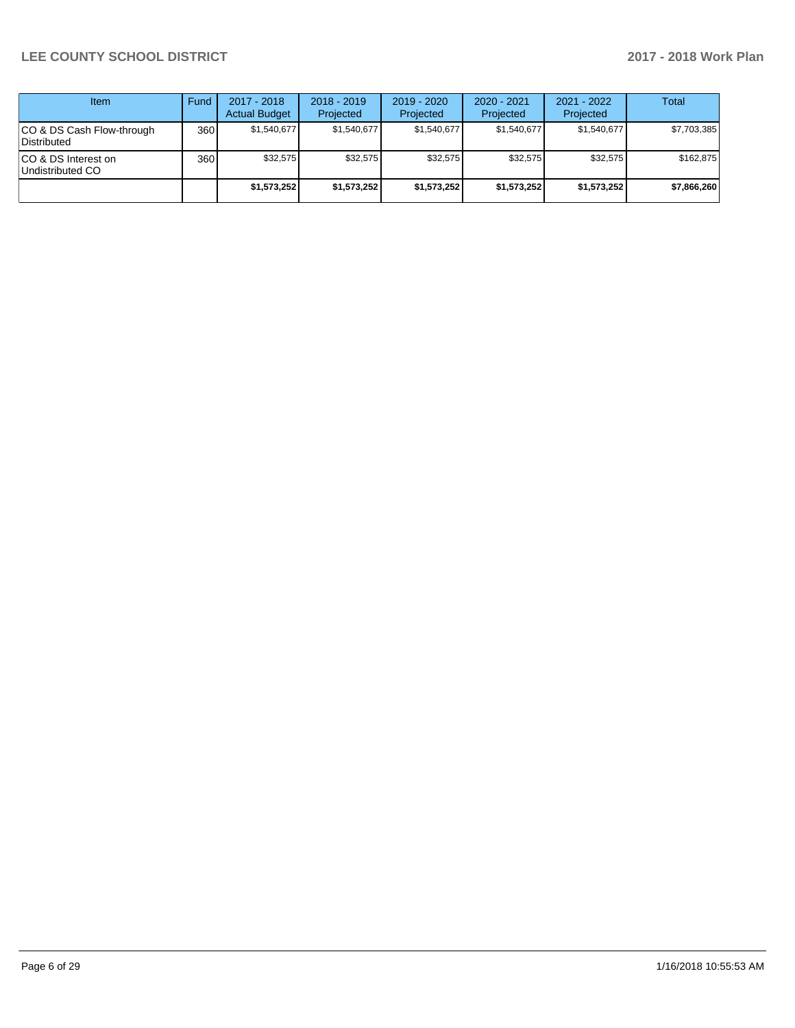| Item | Fund | 2017 - 2018 Actual Budget | 2018 - 2019 Projected | 2019 - 2020 Projected | 2020 - 2021 Projected | 2021 - 2022 Projected | Total |
|---|---|---|---|---|---|---|---|
| CO & DS Cash Flow-through Distributed | 360 | $1,540,677 | $1,540,677 | $1,540,677 | $1,540,677 | $1,540,677 | $7,703,385 |
| CO & DS Interest on Undistributed CO | 360 | $32,575 | $32,575 | $32,575 | $32,575 | $32,575 | $162,875 |
| | | **$1,573,252** | **$1,573,252** | **$1,573,252** | **$1,573,252** | **$1,573,252** | **$7,866,260** |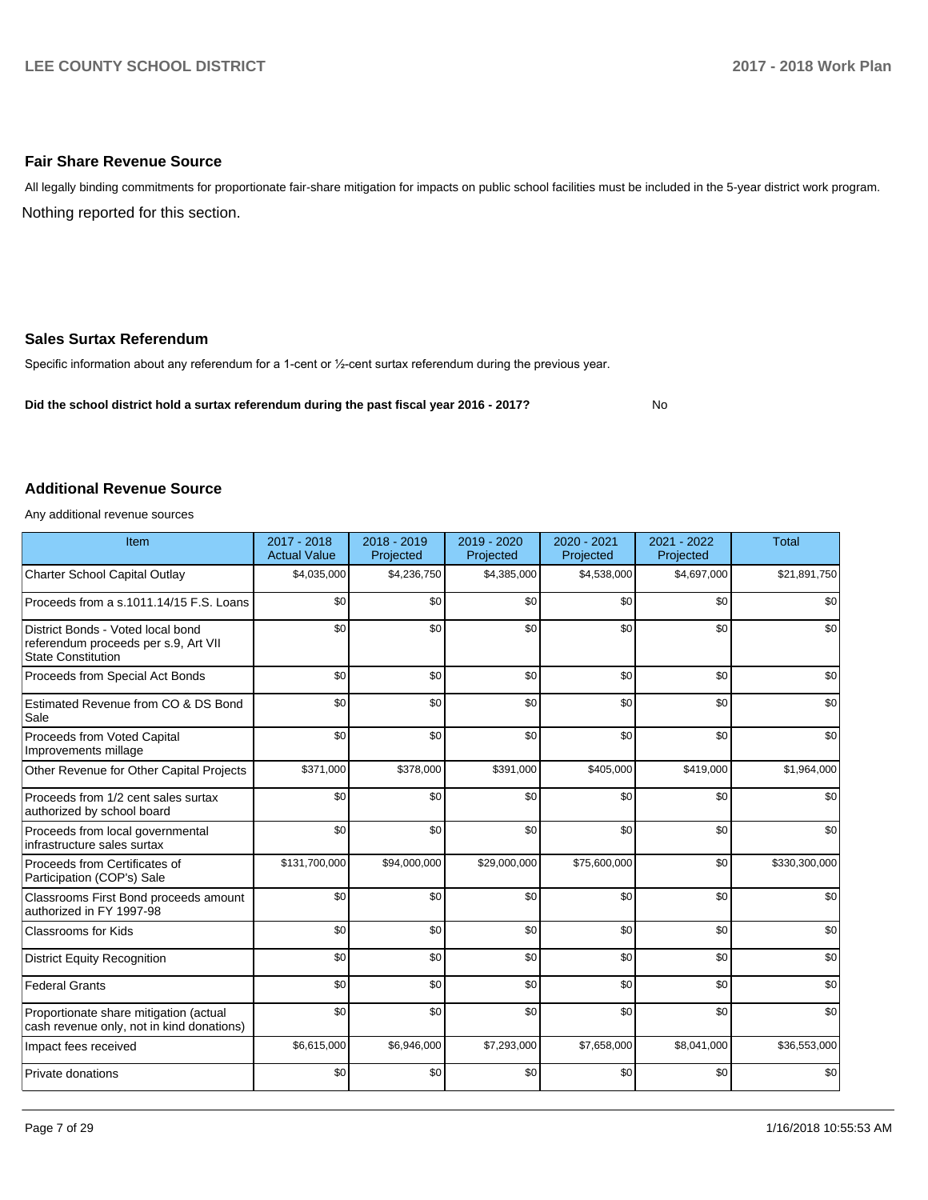## Fair Share Revenue Source

All legally binding commitments for proportionate fair-share mitigation for impacts on public school facilities must be included in the 5-year district work program.

Nothing reported for this section.

## Sales Surtax Referendum

Specific information about any referendum for a 1-cent or ½-cent surtax referendum during the previous year.

**Did the school district hold a surtax referendum during the past fiscal year 2016 - 2017?** No

## Additional Revenue Source

Any additional revenue sources

| Item | 2017 - 2018 Actual Value | 2018 - 2019 Projected | 2019 - 2020 Projected | 2020 - 2021 Projected | 2021 - 2022 Projected | Total |
|---|---|---|---|---|---|---|
| Charter School Capital Outlay | $4,035,000 | $4,236,750 | $4,385,000 | $4,538,000 | $4,697,000 | $21,891,750 |
| Proceeds from a s.1011.14/15 F.S. Loans | $0 | $0 | $0 | $0 | $0 | $0 |
| District Bonds - Voted local bond referendum proceeds per s.9, Art VII State Constitution | $0 | $0 | $0 | $0 | $0 | $0 |
| Proceeds from Special Act Bonds | $0 | $0 | $0 | $0 | $0 | $0 |
| Estimated Revenue from CO & DS Bond Sale | $0 | $0 | $0 | $0 | $0 | $0 |
| Proceeds from Voted Capital Improvements millage | $0 | $0 | $0 | $0 | $0 | $0 |
| Other Revenue for Other Capital Projects | $371,000 | $378,000 | $391,000 | $405,000 | $419,000 | $1,964,000 |
| Proceeds from 1/2 cent sales surtax authorized by school board | $0 | $0 | $0 | $0 | $0 | $0 |
| Proceeds from local governmental infrastructure sales surtax | $0 | $0 | $0 | $0 | $0 | $0 |
| Proceeds from Certificates of Participation (COP's) Sale | $131,700,000 | $94,000,000 | $29,000,000 | $75,600,000 | $0 | $330,300,000 |
| Classrooms First Bond proceeds amount authorized in FY 1997-98 | $0 | $0 | $0 | $0 | $0 | $0 |
| Classrooms for Kids | $0 | $0 | $0 | $0 | $0 | $0 |
| District Equity Recognition | $0 | $0 | $0 | $0 | $0 | $0 |
| Federal Grants | $0 | $0 | $0 | $0 | $0 | $0 |
| Proportionate share mitigation (actual cash revenue only, not in kind donations) | $0 | $0 | $0 | $0 | $0 | $0 |
| Impact fees received | $6,615,000 | $6,946,000 | $7,293,000 | $7,658,000 | $8,041,000 | $36,553,000 |
| Private donations | $0 | $0 | $0 | $0 | $0 | $0 |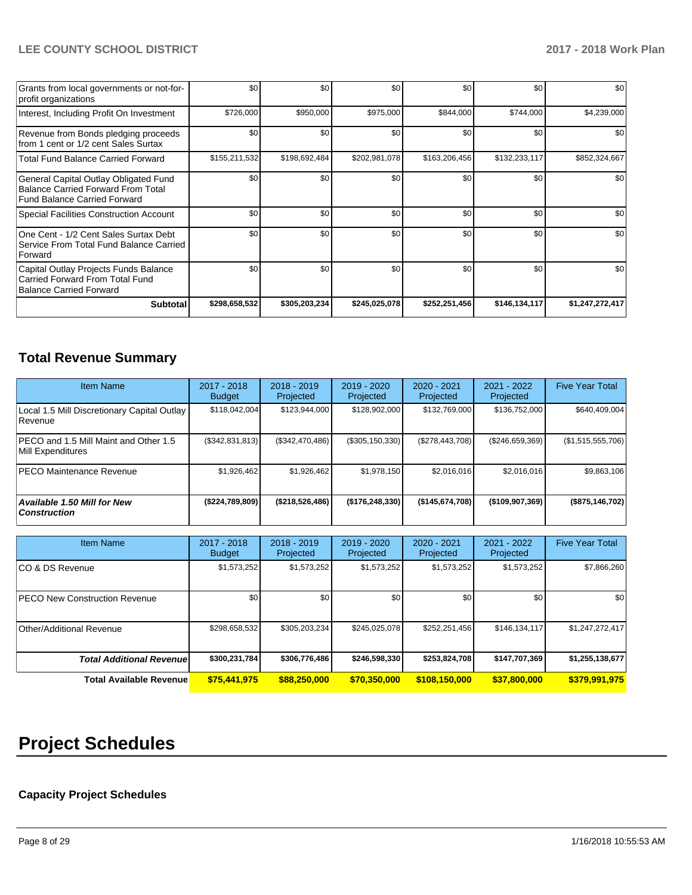| | | | | | | |
|---|---|---|---|---|---|---|
| Grants from local governments or not-for-profit organizations | $0 | $0 | $0 | $0 | $0 | $0 |
| Interest, Including Profit On Investment | $726,000 | $950,000 | $975,000 | $844,000 | $744,000 | $4,239,000 |
| Revenue from Bonds pledging proceeds from 1 cent or 1/2 cent Sales Surtax | $0 | $0 | $0 | $0 | $0 | $0 |
| Total Fund Balance Carried Forward | $155,211,532 | $198,692,484 | $202,981,078 | $163,206,456 | $132,233,117 | $852,324,667 |
| General Capital Outlay Obligated Fund Balance Carried Forward From Total Fund Balance Carried Forward | $0 | $0 | $0 | $0 | $0 | $0 |
| Special Facilities Construction Account | $0 | $0 | $0 | $0 | $0 | $0 |
| One Cent - 1/2 Cent Sales Surtax Debt Service From Total Fund Balance Carried Forward | $0 | $0 | $0 | $0 | $0 | $0 |
| Capital Outlay Projects Funds Balance Carried Forward From Total Fund Balance Carried Forward | $0 | $0 | $0 | $0 | $0 | $0 |
| **Subtotal** | **$298,658,532** | **$305,203,234** | **$245,025,078** | **$252,251,456** | **$146,134,117** | **$1,247,272,417** |

## Total Revenue Summary

| Item Name | 2017 - 2018 Budget | 2018 - 2019 Projected | 2019 - 2020 Projected | 2020 - 2021 Projected | 2021 - 2022 Projected | Five Year Total |
|---|---|---|---|---|---|---|
| Local 1.5 Mill Discretionary Capital Outlay Revenue | $118,042,004 | $123,944,000 | $128,902,000 | $132,769,000 | $136,752,000 | $640,409,004 |
| PECO and 1.5 Mill Maint and Other 1.5 Mill Expenditures | ($342,831,813) | ($342,470,486) | ($305,150,330) | ($278,443,708) | ($246,659,369) | ($1,515,555,706) |
| PECO Maintenance Revenue | $1,926,462 | $1,926,462 | $1,978,150 | $2,016,016 | $2,016,016 | $9,863,106 |
| ***Available 1.50 Mill for New Construction*** | **($224,789,809)** | **($218,526,486)** | **($176,248,330)** | **($145,674,708)** | **($109,907,369)** | **($875,146,702)** |

| Item Name | 2017 - 2018 Budget | 2018 - 2019 Projected | 2019 - 2020 Projected | 2020 - 2021 Projected | 2021 - 2022 Projected | Five Year Total |
|---|---|---|---|---|---|---|
| CO & DS Revenue | $1,573,252 | $1,573,252 | $1,573,252 | $1,573,252 | $1,573,252 | $7,866,260 |
| PECO New Construction Revenue | $0 | $0 | $0 | $0 | $0 | $0 |
| Other/Additional Revenue | $298,658,532 | $305,203,234 | $245,025,078 | $252,251,456 | $146,134,117 | $1,247,272,417 |
| ***Total Additional Revenue*** | **$300,231,784** | **$306,776,486** | **$246,598,330** | **$253,824,708** | **$147,707,369** | **$1,255,138,677** |
| **Total Available Revenue** | **$75,441,975** | **$88,250,000** | **$70,350,000** | **$108,150,000** | **$37,800,000** | **$379,991,975** |

# Project Schedules

### Capacity Project Schedules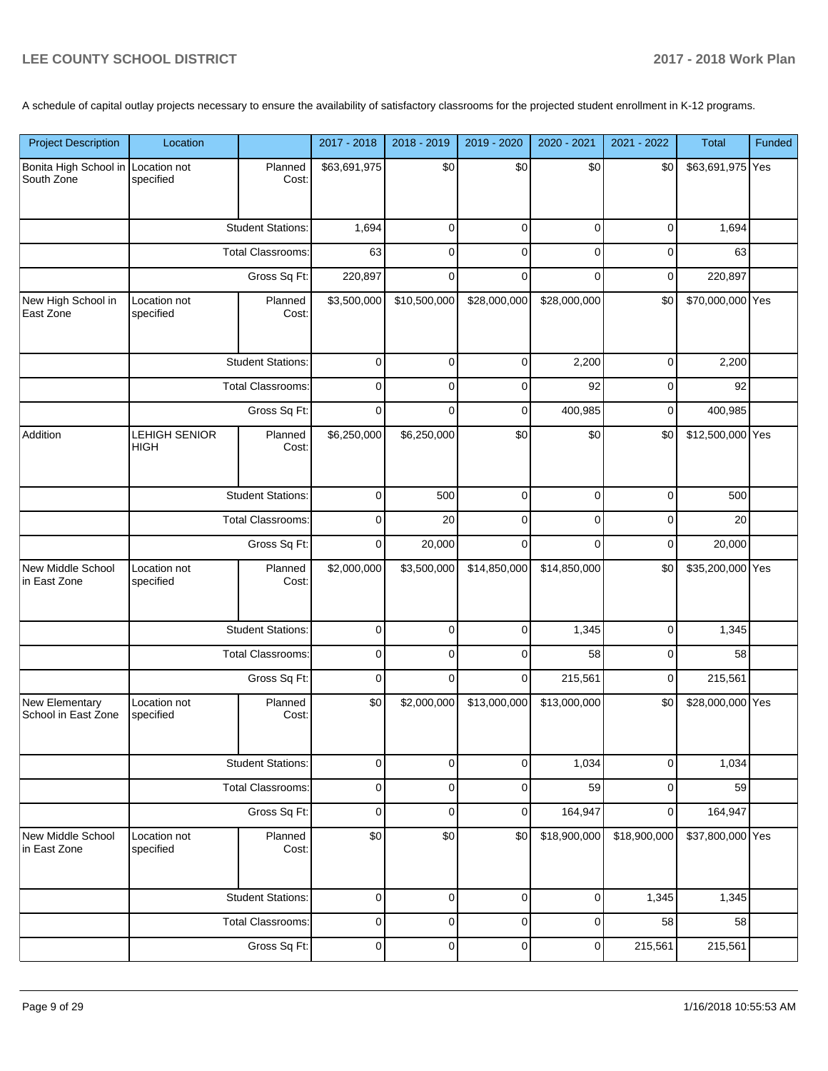A schedule of capital outlay projects necessary to ensure the availability of satisfactory classrooms for the projected student enrollment in K-12 programs.

| Project Description | Location | | 2017 - 2018 | 2018 - 2019 | 2019 - 2020 | 2020 - 2021 | 2021 - 2022 | Total | Funded |
|---|---|---|---|---|---|---|---|---|---|
| Bonita High School in South Zone | Location not specified | Planned Cost: | $63,691,975 | $0 | $0 | $0 | $0 | $63,691,975 | Yes |
| | | Student Stations: | 1,694 | 0 | 0 | 0 | 0 | 1,694 | |
| | | Total Classrooms: | 63 | 0 | 0 | 0 | 0 | 63 | |
| | | Gross Sq Ft: | 220,897 | 0 | 0 | 0 | 0 | 220,897 | |
| New High School in East Zone | Location not specified | Planned Cost: | $3,500,000 | $10,500,000 | $28,000,000 | $28,000,000 | $0 | $70,000,000 | Yes |
| | | Student Stations: | 0 | 0 | 0 | 2,200 | 0 | 2,200 | |
| | | Total Classrooms: | 0 | 0 | 0 | 92 | 0 | 92 | |
| | | Gross Sq Ft: | 0 | 0 | 0 | 400,985 | 0 | 400,985 | |
| Addition | LEHIGH SENIOR HIGH | Planned Cost: | $6,250,000 | $6,250,000 | $0 | $0 | $0 | $12,500,000 | Yes |
| | | Student Stations: | 0 | 500 | 0 | 0 | 0 | 500 | |
| | | Total Classrooms: | 0 | 20 | 0 | 0 | 0 | 20 | |
| | | Gross Sq Ft: | 0 | 20,000 | 0 | 0 | 0 | 20,000 | |
| New Middle School in East Zone | Location not specified | Planned Cost: | $2,000,000 | $3,500,000 | $14,850,000 | $14,850,000 | $0 | $35,200,000 | Yes |
| | | Student Stations: | 0 | 0 | 0 | 1,345 | 0 | 1,345 | |
| | | Total Classrooms: | 0 | 0 | 0 | 58 | 0 | 58 | |
| | | Gross Sq Ft: | 0 | 0 | 0 | 215,561 | 0 | 215,561 | |
| New Elementary School in East Zone | Location not specified | Planned Cost: | $0 | $2,000,000 | $13,000,000 | $13,000,000 | $0 | $28,000,000 | Yes |
| | | Student Stations: | 0 | 0 | 0 | 1,034 | 0 | 1,034 | |
| | | Total Classrooms: | 0 | 0 | 0 | 59 | 0 | 59 | |
| | | Gross Sq Ft: | 0 | 0 | 0 | 164,947 | 0 | 164,947 | |
| New Middle School in East Zone | Location not specified | Planned Cost: | $0 | $0 | $0 | $18,900,000 | $18,900,000 | $37,800,000 | Yes |
| | | Student Stations: | 0 | 0 | 0 | 0 | 1,345 | 1,345 | |
| | | Total Classrooms: | 0 | 0 | 0 | 0 | 58 | 58 | |
| | | Gross Sq Ft: | 0 | 0 | 0 | 0 | 215,561 | 215,561 | |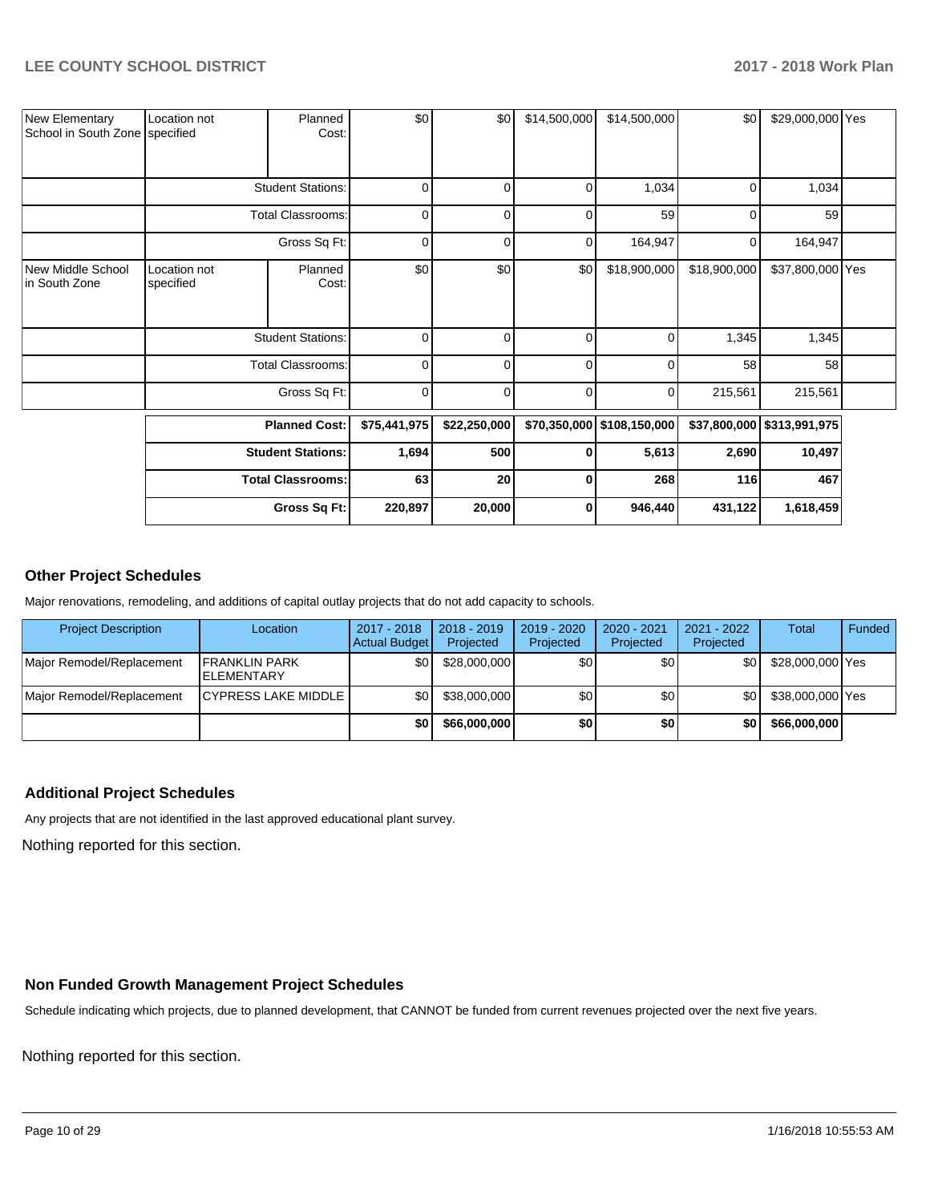| | | | | | | | | | |
|---|---|---|---|---|---|---|---|---|---|
| New Elementary School in South Zone | Location not specified | Planned Cost: | $0 | $0 | $14,500,000 | $14,500,000 | $0 | $29,000,000 | Yes |
| | Student Stations: | | 0 | 0 | 0 | 1,034 | 0 | 1,034 | |
| | Total Classrooms: | | 0 | 0 | 0 | 59 | 0 | 59 | |
| | Gross Sq Ft: | | 0 | 0 | 0 | 164,947 | 0 | 164,947 | |
| New Middle School in South Zone | Location not specified | Planned Cost: | $0 | $0 | $0 | $18,900,000 | $18,900,000 | $37,800,000 | Yes |
| | Student Stations: | | 0 | 0 | 0 | 0 | 1,345 | 1,345 | |
| | Total Classrooms: | | 0 | 0 | 0 | 0 | 58 | 58 | |
| | Gross Sq Ft: | | 0 | 0 | 0 | 0 | 215,561 | 215,561 | |
| | **Planned Cost:** | | **$75,441,975** | **$22,250,000** | **$70,350,000** | **$108,150,000** | **$37,800,000** | **$313,991,975** | |
| | **Student Stations:** | | **1,694** | **500** | **0** | **5,613** | **2,690** | **10,497** | |
| | **Total Classrooms:** | | **63** | **20** | **0** | **268** | **116** | **467** | |
| | **Gross Sq Ft:** | | **220,897** | **20,000** | **0** | **946,440** | **431,122** | **1,618,459** | |

## Other Project Schedules

Major renovations, remodeling, and additions of capital outlay projects that do not add capacity to schools.

| Project Description | Location | 2017 - 2018 Actual Budget | 2018 - 2019 Projected | 2019 - 2020 Projected | 2020 - 2021 Projected | 2021 - 2022 Projected | Total | Funded |
|---|---|---|---|---|---|---|---|---|
| Major Remodel/Replacement | FRANKLIN PARK ELEMENTARY | $0 | $28,000,000 | $0 | $0 | $0 | $28,000,000 | Yes |
| Major Remodel/Replacement | CYPRESS LAKE MIDDLE | $0 | $38,000,000 | $0 | $0 | $0 | $38,000,000 | Yes |
| | | **$0** | **$66,000,000** | **$0** | **$0** | **$0** | **$66,000,000** | |

## Additional Project Schedules

Any projects that are not identified in the last approved educational plant survey.

Nothing reported for this section.

## Non Funded Growth Management Project Schedules

Schedule indicating which projects, due to planned development, that CANNOT be funded from current revenues projected over the next five years.

Nothing reported for this section.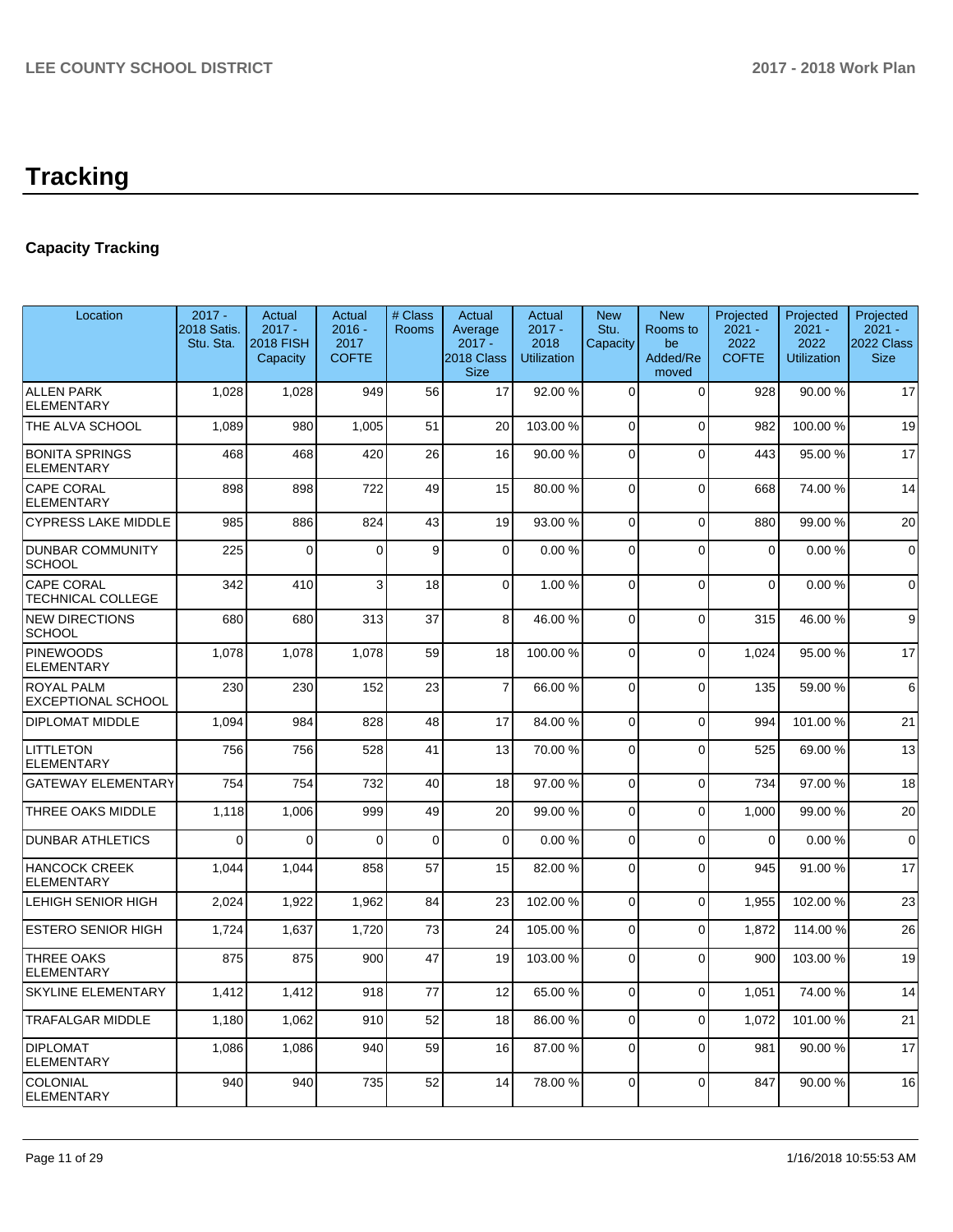# Tracking

## Capacity Tracking

| Location | 2017 - 2018 Satis. Stu. Sta. | Actual 2017 - 2018 FISH Capacity | Actual 2016 - 2017 COFTE | # Class Rooms | Actual Average 2017 - 2018 Class Size | Actual 2017 - 2018 Utilization | New Stu. Capacity | New Rooms to be Added/Removed | Projected 2021 - 2022 COFTE | Projected 2021 - 2022 Utilization | Projected 2021 - 2022 Class Size |
|---|---|---|---|---|---|---|---|---|---|---|---|
| ALLEN PARK ELEMENTARY | 1,028 | 1,028 | 949 | 56 | 17 | 92.00 % | 0 | 0 | 928 | 90.00 % | 17 |
| THE ALVA SCHOOL | 1,089 | 980 | 1,005 | 51 | 20 | 103.00 % | 0 | 0 | 982 | 100.00 % | 19 |
| BONITA SPRINGS ELEMENTARY | 468 | 468 | 420 | 26 | 16 | 90.00 % | 0 | 0 | 443 | 95.00 % | 17 |
| CAPE CORAL ELEMENTARY | 898 | 898 | 722 | 49 | 15 | 80.00 % | 0 | 0 | 668 | 74.00 % | 14 |
| CYPRESS LAKE MIDDLE | 985 | 886 | 824 | 43 | 19 | 93.00 % | 0 | 0 | 880 | 99.00 % | 20 |
| DUNBAR COMMUNITY SCHOOL | 225 | 0 | 0 | 9 | 0 | 0.00 % | 0 | 0 | 0 | 0.00 % | 0 |
| CAPE CORAL TECHNICAL COLLEGE | 342 | 410 | 3 | 18 | 0 | 1.00 % | 0 | 0 | 0 | 0.00 % | 0 |
| NEW DIRECTIONS SCHOOL | 680 | 680 | 313 | 37 | 8 | 46.00 % | 0 | 0 | 315 | 46.00 % | 9 |
| PINEWOODS ELEMENTARY | 1,078 | 1,078 | 1,078 | 59 | 18 | 100.00 % | 0 | 0 | 1,024 | 95.00 % | 17 |
| ROYAL PALM EXCEPTIONAL SCHOOL | 230 | 230 | 152 | 23 | 7 | 66.00 % | 0 | 0 | 135 | 59.00 % | 6 |
| DIPLOMAT MIDDLE | 1,094 | 984 | 828 | 48 | 17 | 84.00 % | 0 | 0 | 994 | 101.00 % | 21 |
| LITTLETON ELEMENTARY | 756 | 756 | 528 | 41 | 13 | 70.00 % | 0 | 0 | 525 | 69.00 % | 13 |
| GATEWAY ELEMENTARY | 754 | 754 | 732 | 40 | 18 | 97.00 % | 0 | 0 | 734 | 97.00 % | 18 |
| THREE OAKS MIDDLE | 1,118 | 1,006 | 999 | 49 | 20 | 99.00 % | 0 | 0 | 1,000 | 99.00 % | 20 |
| DUNBAR ATHLETICS | 0 | 0 | 0 | 0 | 0 | 0.00 % | 0 | 0 | 0 | 0.00 % | 0 |
| HANCOCK CREEK ELEMENTARY | 1,044 | 1,044 | 858 | 57 | 15 | 82.00 % | 0 | 0 | 945 | 91.00 % | 17 |
| LEHIGH SENIOR HIGH | 2,024 | 1,922 | 1,962 | 84 | 23 | 102.00 % | 0 | 0 | 1,955 | 102.00 % | 23 |
| ESTERO SENIOR HIGH | 1,724 | 1,637 | 1,720 | 73 | 24 | 105.00 % | 0 | 0 | 1,872 | 114.00 % | 26 |
| THREE OAKS ELEMENTARY | 875 | 875 | 900 | 47 | 19 | 103.00 % | 0 | 0 | 900 | 103.00 % | 19 |
| SKYLINE ELEMENTARY | 1,412 | 1,412 | 918 | 77 | 12 | 65.00 % | 0 | 0 | 1,051 | 74.00 % | 14 |
| TRAFALGAR MIDDLE | 1,180 | 1,062 | 910 | 52 | 18 | 86.00 % | 0 | 0 | 1,072 | 101.00 % | 21 |
| DIPLOMAT ELEMENTARY | 1,086 | 1,086 | 940 | 59 | 16 | 87.00 % | 0 | 0 | 981 | 90.00 % | 17 |
| COLONIAL ELEMENTARY | 940 | 940 | 735 | 52 | 14 | 78.00 % | 0 | 0 | 847 | 90.00 % | 16 |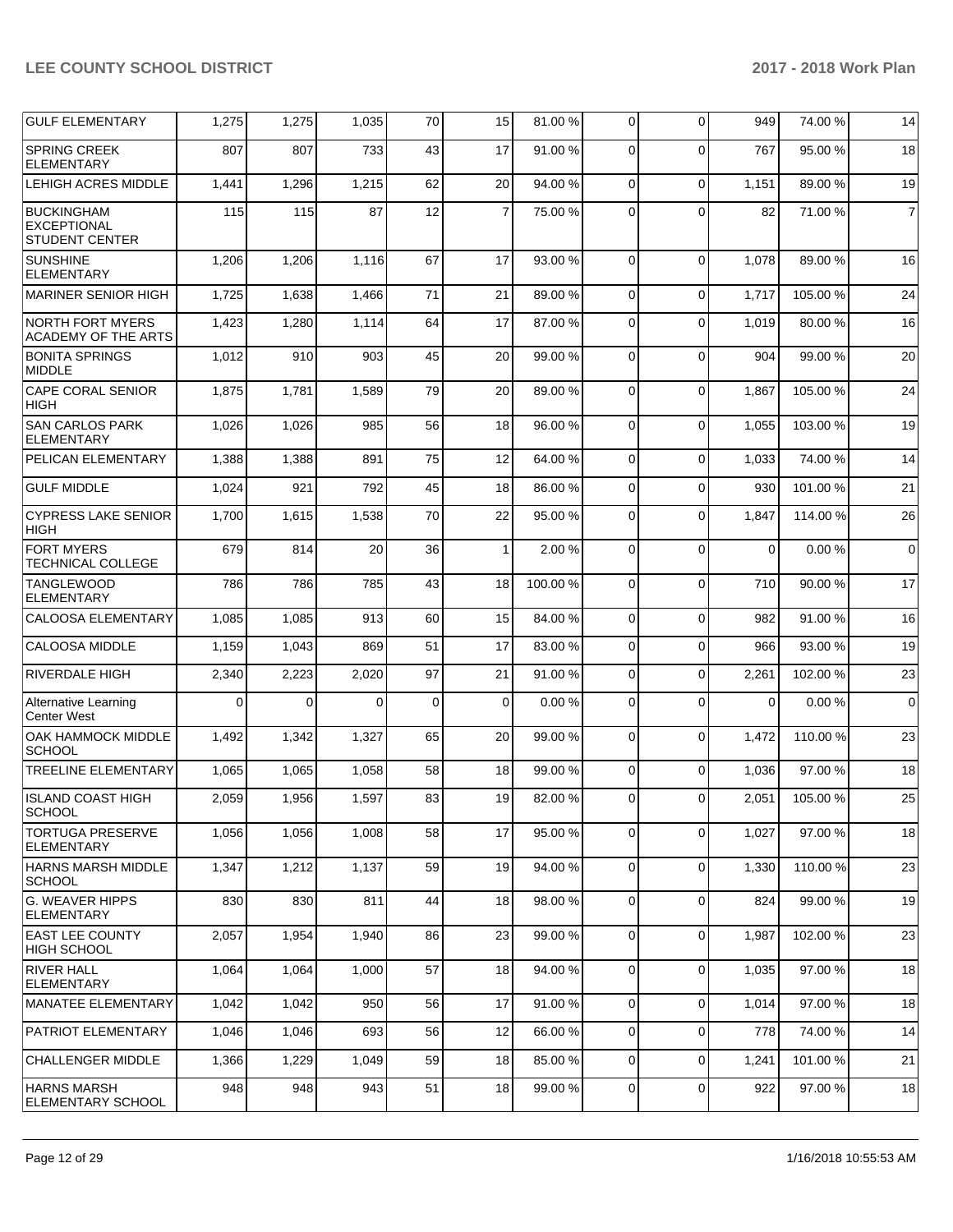| | | | | | | | | | | |
|---|---|---|---|---|---|---|---|---|---|---|
| GULF ELEMENTARY | 1,275 | 1,275 | 1,035 | 70 | 15 | 81.00 % | 0 | 0 | 949 | 74.00 % | 14 |
| SPRING CREEK ELEMENTARY | 807 | 807 | 733 | 43 | 17 | 91.00 % | 0 | 0 | 767 | 95.00 % | 18 |
| LEHIGH ACRES MIDDLE | 1,441 | 1,296 | 1,215 | 62 | 20 | 94.00 % | 0 | 0 | 1,151 | 89.00 % | 19 |
| BUCKINGHAM EXCEPTIONAL STUDENT CENTER | 115 | 115 | 87 | 12 | 7 | 75.00 % | 0 | 0 | 82 | 71.00 % | 7 |
| SUNSHINE ELEMENTARY | 1,206 | 1,206 | 1,116 | 67 | 17 | 93.00 % | 0 | 0 | 1,078 | 89.00 % | 16 |
| MARINER SENIOR HIGH | 1,725 | 1,638 | 1,466 | 71 | 21 | 89.00 % | 0 | 0 | 1,717 | 105.00 % | 24 |
| NORTH FORT MYERS ACADEMY OF THE ARTS | 1,423 | 1,280 | 1,114 | 64 | 17 | 87.00 % | 0 | 0 | 1,019 | 80.00 % | 16 |
| BONITA SPRINGS MIDDLE | 1,012 | 910 | 903 | 45 | 20 | 99.00 % | 0 | 0 | 904 | 99.00 % | 20 |
| CAPE CORAL SENIOR HIGH | 1,875 | 1,781 | 1,589 | 79 | 20 | 89.00 % | 0 | 0 | 1,867 | 105.00 % | 24 |
| SAN CARLOS PARK ELEMENTARY | 1,026 | 1,026 | 985 | 56 | 18 | 96.00 % | 0 | 0 | 1,055 | 103.00 % | 19 |
| PELICAN ELEMENTARY | 1,388 | 1,388 | 891 | 75 | 12 | 64.00 % | 0 | 0 | 1,033 | 74.00 % | 14 |
| GULF MIDDLE | 1,024 | 921 | 792 | 45 | 18 | 86.00 % | 0 | 0 | 930 | 101.00 % | 21 |
| CYPRESS LAKE SENIOR HIGH | 1,700 | 1,615 | 1,538 | 70 | 22 | 95.00 % | 0 | 0 | 1,847 | 114.00 % | 26 |
| FORT MYERS TECHNICAL COLLEGE | 679 | 814 | 20 | 36 | 1 | 2.00 % | 0 | 0 | 0 | 0.00 % | 0 |
| TANGLEWOOD ELEMENTARY | 786 | 786 | 785 | 43 | 18 | 100.00 % | 0 | 0 | 710 | 90.00 % | 17 |
| CALOOSA ELEMENTARY | 1,085 | 1,085 | 913 | 60 | 15 | 84.00 % | 0 | 0 | 982 | 91.00 % | 16 |
| CALOOSA MIDDLE | 1,159 | 1,043 | 869 | 51 | 17 | 83.00 % | 0 | 0 | 966 | 93.00 % | 19 |
| RIVERDALE HIGH | 2,340 | 2,223 | 2,020 | 97 | 21 | 91.00 % | 0 | 0 | 2,261 | 102.00 % | 23 |
| Alternative Learning Center West | 0 | 0 | 0 | 0 | 0 | 0.00 % | 0 | 0 | 0 | 0.00 % | 0 |
| OAK HAMMOCK MIDDLE SCHOOL | 1,492 | 1,342 | 1,327 | 65 | 20 | 99.00 % | 0 | 0 | 1,472 | 110.00 % | 23 |
| TREELINE ELEMENTARY | 1,065 | 1,065 | 1,058 | 58 | 18 | 99.00 % | 0 | 0 | 1,036 | 97.00 % | 18 |
| ISLAND COAST HIGH SCHOOL | 2,059 | 1,956 | 1,597 | 83 | 19 | 82.00 % | 0 | 0 | 2,051 | 105.00 % | 25 |
| TORTUGA PRESERVE ELEMENTARY | 1,056 | 1,056 | 1,008 | 58 | 17 | 95.00 % | 0 | 0 | 1,027 | 97.00 % | 18 |
| HARNS MARSH MIDDLE SCHOOL | 1,347 | 1,212 | 1,137 | 59 | 19 | 94.00 % | 0 | 0 | 1,330 | 110.00 % | 23 |
| G. WEAVER HIPPS ELEMENTARY | 830 | 830 | 811 | 44 | 18 | 98.00 % | 0 | 0 | 824 | 99.00 % | 19 |
| EAST LEE COUNTY HIGH SCHOOL | 2,057 | 1,954 | 1,940 | 86 | 23 | 99.00 % | 0 | 0 | 1,987 | 102.00 % | 23 |
| RIVER HALL ELEMENTARY | 1,064 | 1,064 | 1,000 | 57 | 18 | 94.00 % | 0 | 0 | 1,035 | 97.00 % | 18 |
| MANATEE ELEMENTARY | 1,042 | 1,042 | 950 | 56 | 17 | 91.00 % | 0 | 0 | 1,014 | 97.00 % | 18 |
| PATRIOT ELEMENTARY | 1,046 | 1,046 | 693 | 56 | 12 | 66.00 % | 0 | 0 | 778 | 74.00 % | 14 |
| CHALLENGER MIDDLE | 1,366 | 1,229 | 1,049 | 59 | 18 | 85.00 % | 0 | 0 | 1,241 | 101.00 % | 21 |
| HARNS MARSH ELEMENTARY SCHOOL | 948 | 948 | 943 | 51 | 18 | 99.00 % | 0 | 0 | 922 | 97.00 % | 18 |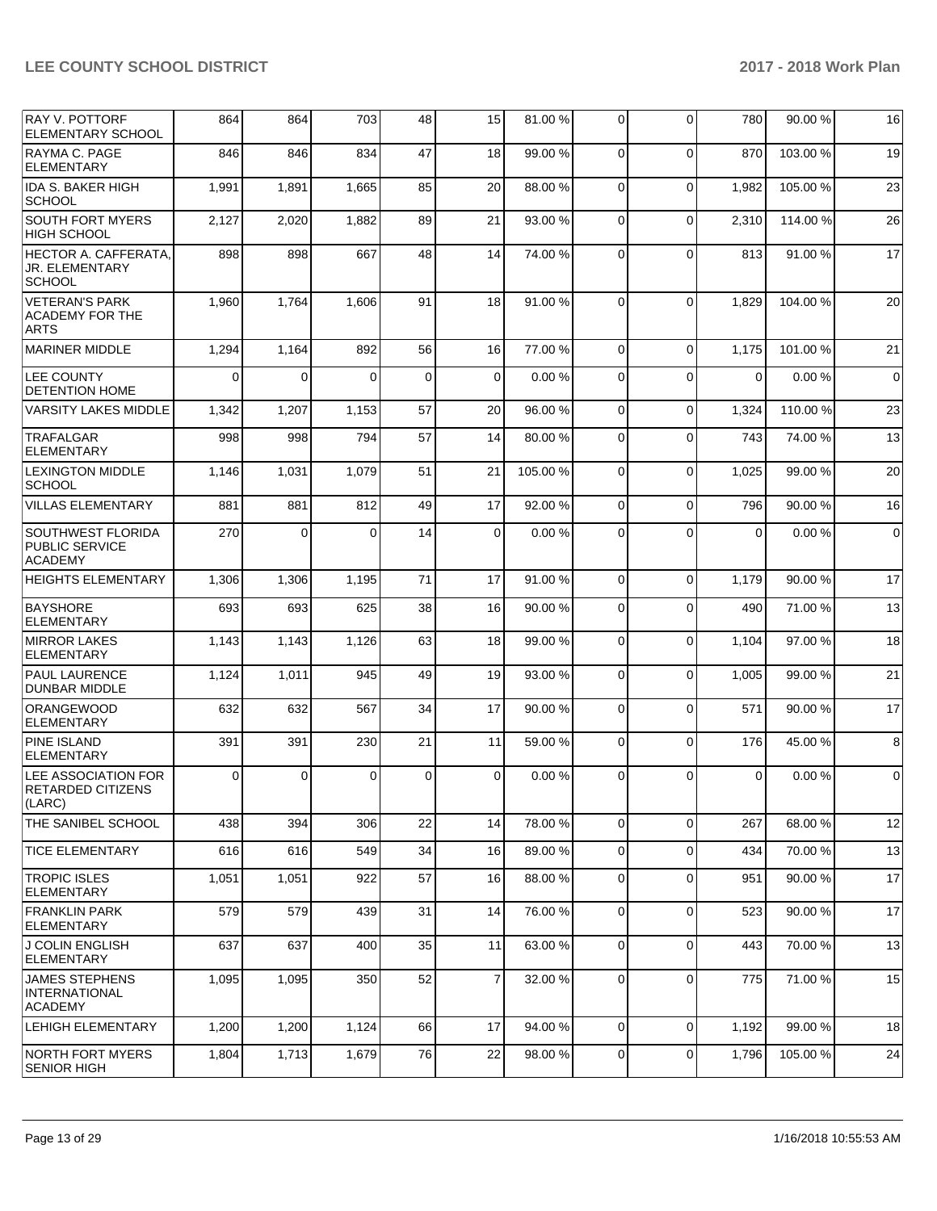| | | | | | | | | | | | |
|---|---|---|---|---|---|---|---|---|---|---|---|
| RAY V. POTTORF ELEMENTARY SCHOOL | 864 | 864 | 703 | 48 | 15 | 81.00 % | 0 | 0 | 780 | 90.00 % | 16 |
| RAYMA C. PAGE ELEMENTARY | 846 | 846 | 834 | 47 | 18 | 99.00 % | 0 | 0 | 870 | 103.00 % | 19 |
| IDA S. BAKER HIGH SCHOOL | 1,991 | 1,891 | 1,665 | 85 | 20 | 88.00 % | 0 | 0 | 1,982 | 105.00 % | 23 |
| SOUTH FORT MYERS HIGH SCHOOL | 2,127 | 2,020 | 1,882 | 89 | 21 | 93.00 % | 0 | 0 | 2,310 | 114.00 % | 26 |
| HECTOR A. CAFFERATA, JR. ELEMENTARY SCHOOL | 898 | 898 | 667 | 48 | 14 | 74.00 % | 0 | 0 | 813 | 91.00 % | 17 |
| VETERAN'S PARK ACADEMY FOR THE ARTS | 1,960 | 1,764 | 1,606 | 91 | 18 | 91.00 % | 0 | 0 | 1,829 | 104.00 % | 20 |
| MARINER MIDDLE | 1,294 | 1,164 | 892 | 56 | 16 | 77.00 % | 0 | 0 | 1,175 | 101.00 % | 21 |
| LEE COUNTY DETENTION HOME | 0 | 0 | 0 | 0 | 0 | 0.00 % | 0 | 0 | 0 | 0.00 % | 0 |
| VARSITY LAKES MIDDLE | 1,342 | 1,207 | 1,153 | 57 | 20 | 96.00 % | 0 | 0 | 1,324 | 110.00 % | 23 |
| TRAFALGAR ELEMENTARY | 998 | 998 | 794 | 57 | 14 | 80.00 % | 0 | 0 | 743 | 74.00 % | 13 |
| LEXINGTON MIDDLE SCHOOL | 1,146 | 1,031 | 1,079 | 51 | 21 | 105.00 % | 0 | 0 | 1,025 | 99.00 % | 20 |
| VILLAS ELEMENTARY | 881 | 881 | 812 | 49 | 17 | 92.00 % | 0 | 0 | 796 | 90.00 % | 16 |
| SOUTHWEST FLORIDA PUBLIC SERVICE ACADEMY | 270 | 0 | 0 | 14 | 0 | 0.00 % | 0 | 0 | 0 | 0.00 % | 0 |
| HEIGHTS ELEMENTARY | 1,306 | 1,306 | 1,195 | 71 | 17 | 91.00 % | 0 | 0 | 1,179 | 90.00 % | 17 |
| BAYSHORE ELEMENTARY | 693 | 693 | 625 | 38 | 16 | 90.00 % | 0 | 0 | 490 | 71.00 % | 13 |
| MIRROR LAKES ELEMENTARY | 1,143 | 1,143 | 1,126 | 63 | 18 | 99.00 % | 0 | 0 | 1,104 | 97.00 % | 18 |
| PAUL LAURENCE DUNBAR MIDDLE | 1,124 | 1,011 | 945 | 49 | 19 | 93.00 % | 0 | 0 | 1,005 | 99.00 % | 21 |
| ORANGEWOOD ELEMENTARY | 632 | 632 | 567 | 34 | 17 | 90.00 % | 0 | 0 | 571 | 90.00 % | 17 |
| PINE ISLAND ELEMENTARY | 391 | 391 | 230 | 21 | 11 | 59.00 % | 0 | 0 | 176 | 45.00 % | 8 |
| LEE ASSOCIATION FOR RETARDED CITIZENS (LARC) | 0 | 0 | 0 | 0 | 0 | 0.00 % | 0 | 0 | 0 | 0.00 % | 0 |
| THE SANIBEL SCHOOL | 438 | 394 | 306 | 22 | 14 | 78.00 % | 0 | 0 | 267 | 68.00 % | 12 |
| TICE ELEMENTARY | 616 | 616 | 549 | 34 | 16 | 89.00 % | 0 | 0 | 434 | 70.00 % | 13 |
| TROPIC ISLES ELEMENTARY | 1,051 | 1,051 | 922 | 57 | 16 | 88.00 % | 0 | 0 | 951 | 90.00 % | 17 |
| FRANKLIN PARK ELEMENTARY | 579 | 579 | 439 | 31 | 14 | 76.00 % | 0 | 0 | 523 | 90.00 % | 17 |
| J COLIN ENGLISH ELEMENTARY | 637 | 637 | 400 | 35 | 11 | 63.00 % | 0 | 0 | 443 | 70.00 % | 13 |
| JAMES STEPHENS INTERNATIONAL ACADEMY | 1,095 | 1,095 | 350 | 52 | 7 | 32.00 % | 0 | 0 | 775 | 71.00 % | 15 |
| LEHIGH ELEMENTARY | 1,200 | 1,200 | 1,124 | 66 | 17 | 94.00 % | 0 | 0 | 1,192 | 99.00 % | 18 |
| NORTH FORT MYERS SENIOR HIGH | 1,804 | 1,713 | 1,679 | 76 | 22 | 98.00 % | 0 | 0 | 1,796 | 105.00 % | 24 |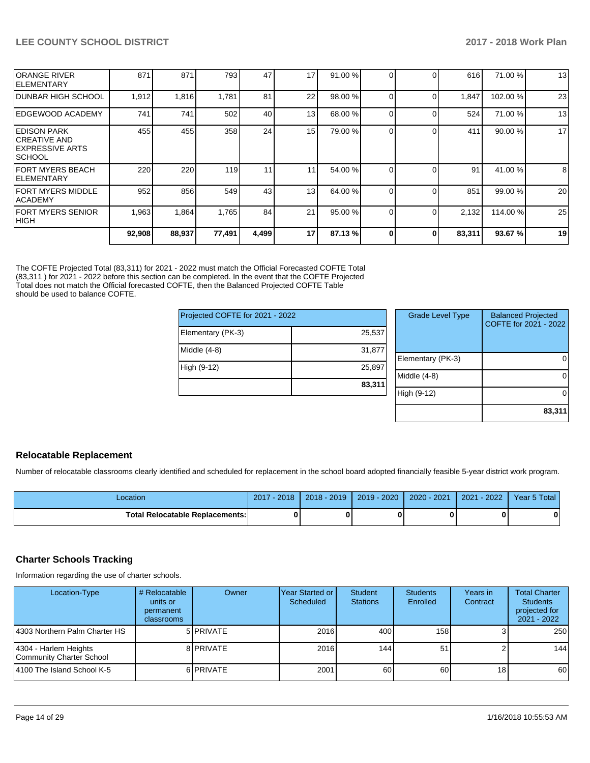| | | | | | | | | | | | |
|---|---|---|---|---|---|---|---|---|---|---|---|
| ORANGE RIVER ELEMENTARY | 871 | 871 | 793 | 47 | 17 | 91.00 % | 0 | 0 | 616 | 71.00 % | 13 |
| DUNBAR HIGH SCHOOL | 1,912 | 1,816 | 1,781 | 81 | 22 | 98.00 % | 0 | 0 | 1,847 | 102.00 % | 23 |
| EDGEWOOD ACADEMY | 741 | 741 | 502 | 40 | 13 | 68.00 % | 0 | 0 | 524 | 71.00 % | 13 |
| EDISON PARK CREATIVE AND EXPRESSIVE ARTS SCHOOL | 455 | 455 | 358 | 24 | 15 | 79.00 % | 0 | 0 | 411 | 90.00 % | 17 |
| FORT MYERS BEACH ELEMENTARY | 220 | 220 | 119 | 11 | 11 | 54.00 % | 0 | 0 | 91 | 41.00 % | 8 |
| FORT MYERS MIDDLE ACADEMY | 952 | 856 | 549 | 43 | 13 | 64.00 % | 0 | 0 | 851 | 99.00 % | 20 |
| FORT MYERS SENIOR HIGH | 1,963 | 1,864 | 1,765 | 84 | 21 | 95.00 % | 0 | 0 | 2,132 | 114.00 % | 25 |
| | **92,908** | **88,937** | **77,491** | **4,499** | **17** | **87.13 %** | **0** | **0** | **83,311** | **93.67 %** | **19** |

The COFTE Projected Total (83,311) for 2021 - 2022 must match the Official Forecasted COFTE Total (83,311 ) for 2021 - 2022 before this section can be completed. In the event that the COFTE Projected Total does not match the Official forecasted COFTE, then the Balanced Projected COFTE Table should be used to balance COFTE.

| Projected COFTE for 2021 - 2022 | |
|---|---|
| Elementary (PK-3) | 25,537 |
| Middle (4-8) | 31,877 |
| High (9-12) | 25,897 |
| | **83,311** |

| Grade Level Type | Balanced Projected COFTE for 2021 - 2022 |
|---|---|
| Elementary (PK-3) | 0 |
| Middle (4-8) | 0 |
| High (9-12) | 0 |
| | **83,311** |

## Relocatable Replacement

Number of relocatable classrooms clearly identified and scheduled for replacement in the school board adopted financially feasible 5-year district work program.

| Location | 2017 - 2018 | 2018 - 2019 | 2019 - 2020 | 2020 - 2021 | 2021 - 2022 | Year 5 Total |
|---|---|---|---|---|---|---|
| **Total Relocatable Replacements:** | **0** | **0** | **0** | **0** | **0** | **0** |

## Charter Schools Tracking

Information regarding the use of charter schools.

| Location-Type | # Relocatable units or permanent classrooms | Owner | Year Started or Scheduled | Student Stations | Students Enrolled | Years in Contract | Total Charter Students projected for 2021 - 2022 |
|---|---|---|---|---|---|---|---|
| 4303 Northern Palm Charter HS | 5 | PRIVATE | 2016 | 400 | 158 | 3 | 250 |
| 4304 - Harlem Heights Community Charter School | 8 | PRIVATE | 2016 | 144 | 51 | 2 | 144 |
| 4100 The Island School K-5 | 6 | PRIVATE | 2001 | 60 | 60 | 18 | 60 |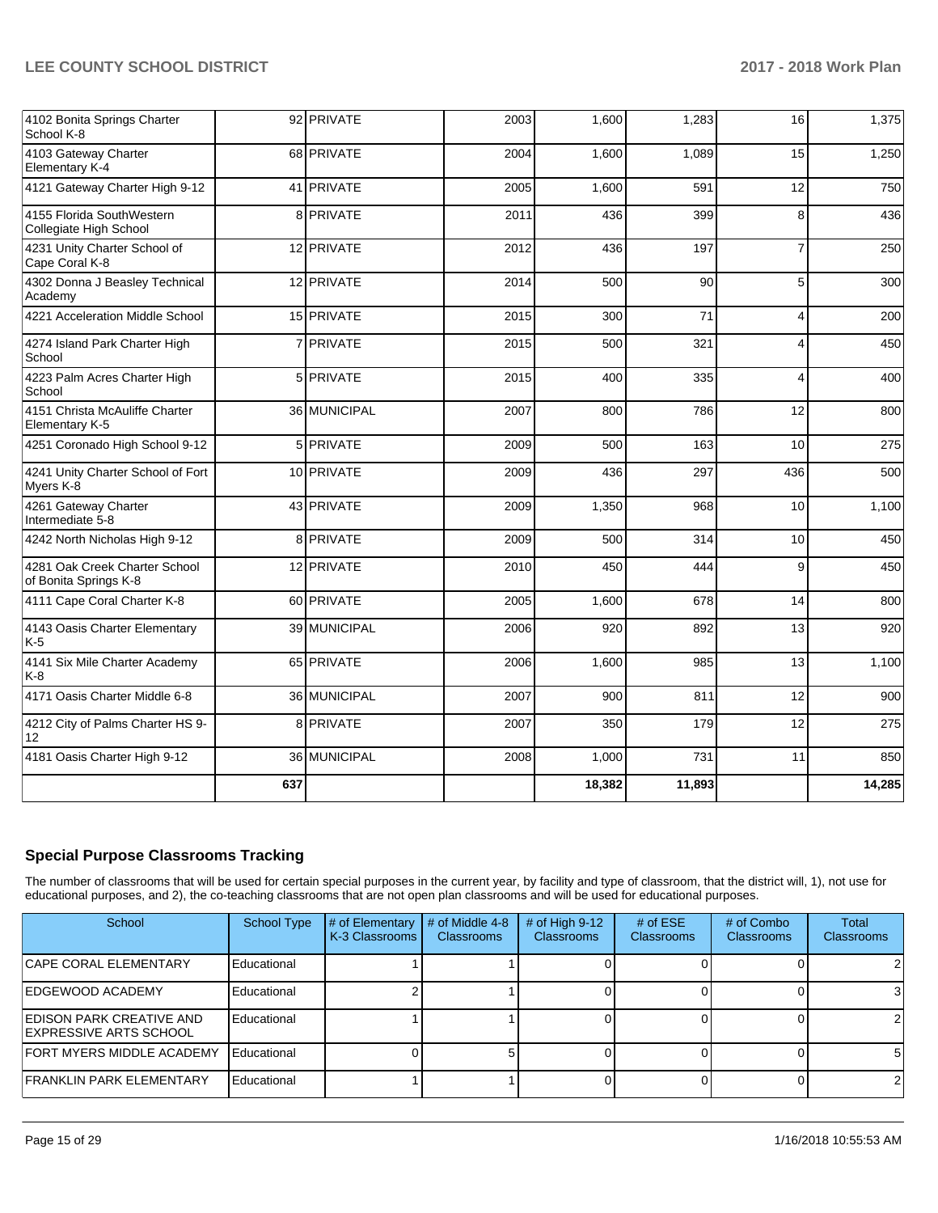| | | | | | | | |
|---|---|---|---|---|---|---|---|
| 4102 Bonita Springs Charter School K-8 | 92 | PRIVATE | 2003 | 1,600 | 1,283 | 16 | 1,375 |
| 4103 Gateway Charter Elementary K-4 | 68 | PRIVATE | 2004 | 1,600 | 1,089 | 15 | 1,250 |
| 4121 Gateway Charter High 9-12 | 41 | PRIVATE | 2005 | 1,600 | 591 | 12 | 750 |
| 4155 Florida SouthWestern Collegiate High School | 8 | PRIVATE | 2011 | 436 | 399 | 8 | 436 |
| 4231 Unity Charter School of Cape Coral K-8 | 12 | PRIVATE | 2012 | 436 | 197 | 7 | 250 |
| 4302 Donna J Beasley Technical Academy | 12 | PRIVATE | 2014 | 500 | 90 | 5 | 300 |
| 4221 Acceleration Middle School | 15 | PRIVATE | 2015 | 300 | 71 | 4 | 200 |
| 4274 Island Park Charter High School | 7 | PRIVATE | 2015 | 500 | 321 | 4 | 450 |
| 4223 Palm Acres Charter High School | 5 | PRIVATE | 2015 | 400 | 335 | 4 | 400 |
| 4151 Christa McAuliffe Charter Elementary K-5 | 36 | MUNICIPAL | 2007 | 800 | 786 | 12 | 800 |
| 4251 Coronado High School 9-12 | 5 | PRIVATE | 2009 | 500 | 163 | 10 | 275 |
| 4241 Unity Charter School of Fort Myers K-8 | 10 | PRIVATE | 2009 | 436 | 297 | 436 | 500 |
| 4261 Gateway Charter Intermediate 5-8 | 43 | PRIVATE | 2009 | 1,350 | 968 | 10 | 1,100 |
| 4242 North Nicholas High 9-12 | 8 | PRIVATE | 2009 | 500 | 314 | 10 | 450 |
| 4281 Oak Creek Charter School of Bonita Springs K-8 | 12 | PRIVATE | 2010 | 450 | 444 | 9 | 450 |
| 4111 Cape Coral Charter K-8 | 60 | PRIVATE | 2005 | 1,600 | 678 | 14 | 800 |
| 4143 Oasis Charter Elementary K-5 | 39 | MUNICIPAL | 2006 | 920 | 892 | 13 | 920 |
| 4141 Six Mile Charter Academy K-8 | 65 | PRIVATE | 2006 | 1,600 | 985 | 13 | 1,100 |
| 4171 Oasis Charter Middle 6-8 | 36 | MUNICIPAL | 2007 | 900 | 811 | 12 | 900 |
| 4212 City of Palms Charter HS 9-12 | 8 | PRIVATE | 2007 | 350 | 179 | 12 | 275 |
| 4181 Oasis Charter High 9-12 | 36 | MUNICIPAL | 2008 | 1,000 | 731 | 11 | 850 |
| | **637** | | | **18,382** | **11,893** | | **14,285** |

## Special Purpose Classrooms Tracking

The number of classrooms that will be used for certain special purposes in the current year, by facility and type of classroom, that the district will, 1), not use for educational purposes, and 2), the co-teaching classrooms that are not open plan classrooms and will be used for educational purposes.

| School | School Type | # of Elementary K-3 Classrooms | # of Middle 4-8 Classrooms | # of High 9-12 Classrooms | # of ESE Classrooms | # of Combo Classrooms | Total Classrooms |
|---|---|---|---|---|---|---|---|
| CAPE CORAL ELEMENTARY | Educational | 1 | 1 | 0 | 0 | 0 | 2 |
| EDGEWOOD ACADEMY | Educational | 2 | 1 | 0 | 0 | 0 | 3 |
| EDISON PARK CREATIVE AND EXPRESSIVE ARTS SCHOOL | Educational | 1 | 1 | 0 | 0 | 0 | 2 |
| FORT MYERS MIDDLE ACADEMY | Educational | 0 | 5 | 0 | 0 | 0 | 5 |
| FRANKLIN PARK ELEMENTARY | Educational | 1 | 1 | 0 | 0 | 0 | 2 |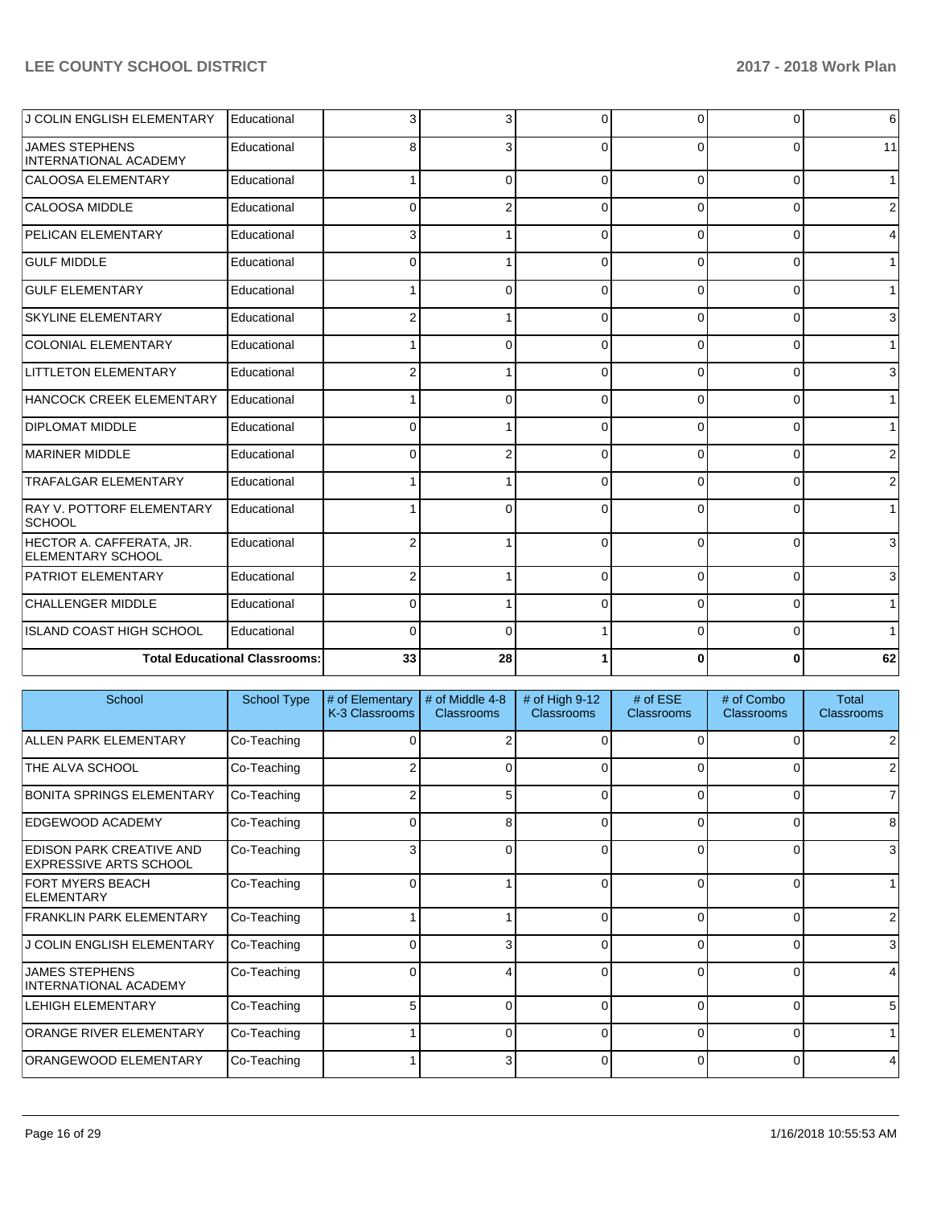| School | School Type | # of Elementary K-3 Classrooms | # of Middle 4-8 Classrooms | # of High 9-12 Classrooms | # of ESE Classrooms | # of Combo Classrooms | Total Classrooms |
|---|---|---|---|---|---|---|---|
| J COLIN ENGLISH ELEMENTARY | Educational | 3 | 3 | 0 | 0 | 0 | 6 |
| JAMES STEPHENS INTERNATIONAL ACADEMY | Educational | 8 | 3 | 0 | 0 | 0 | 11 |
| CALOOSA ELEMENTARY | Educational | 1 | 0 | 0 | 0 | 0 | 1 |
| CALOOSA MIDDLE | Educational | 0 | 2 | 0 | 0 | 0 | 2 |
| PELICAN ELEMENTARY | Educational | 3 | 1 | 0 | 0 | 0 | 4 |
| GULF MIDDLE | Educational | 0 | 1 | 0 | 0 | 0 | 1 |
| GULF ELEMENTARY | Educational | 1 | 0 | 0 | 0 | 0 | 1 |
| SKYLINE ELEMENTARY | Educational | 2 | 1 | 0 | 0 | 0 | 3 |
| COLONIAL ELEMENTARY | Educational | 1 | 0 | 0 | 0 | 0 | 1 |
| LITTLETON ELEMENTARY | Educational | 2 | 1 | 0 | 0 | 0 | 3 |
| HANCOCK CREEK ELEMENTARY | Educational | 1 | 0 | 0 | 0 | 0 | 1 |
| DIPLOMAT MIDDLE | Educational | 0 | 1 | 0 | 0 | 0 | 1 |
| MARINER MIDDLE | Educational | 0 | 2 | 0 | 0 | 0 | 2 |
| TRAFALGAR ELEMENTARY | Educational | 1 | 1 | 0 | 0 | 0 | 2 |
| RAY V. POTTORF ELEMENTARY SCHOOL | Educational | 1 | 0 | 0 | 0 | 0 | 1 |
| HECTOR A. CAFFERATA, JR. ELEMENTARY SCHOOL | Educational | 2 | 1 | 0 | 0 | 0 | 3 |
| PATRIOT ELEMENTARY | Educational | 2 | 1 | 0 | 0 | 0 | 3 |
| CHALLENGER MIDDLE | Educational | 0 | 1 | 0 | 0 | 0 | 1 |
| ISLAND COAST HIGH SCHOOL | Educational | 0 | 0 | 1 | 0 | 0 | 1 |
| **Total Educational Classrooms:** | | **33** | **28** | **1** | **0** | **0** | **62** |

| School | School Type | # of Elementary K-3 Classrooms | # of Middle 4-8 Classrooms | # of High 9-12 Classrooms | # of ESE Classrooms | # of Combo Classrooms | Total Classrooms |
|---|---|---|---|---|---|---|---|
| ALLEN PARK ELEMENTARY | Co-Teaching | 0 | 2 | 0 | 0 | 0 | 2 |
| THE ALVA SCHOOL | Co-Teaching | 2 | 0 | 0 | 0 | 0 | 2 |
| BONITA SPRINGS ELEMENTARY | Co-Teaching | 2 | 5 | 0 | 0 | 0 | 7 |
| EDGEWOOD ACADEMY | Co-Teaching | 0 | 8 | 0 | 0 | 0 | 8 |
| EDISON PARK CREATIVE AND EXPRESSIVE ARTS SCHOOL | Co-Teaching | 3 | 0 | 0 | 0 | 0 | 3 |
| FORT MYERS BEACH ELEMENTARY | Co-Teaching | 0 | 1 | 0 | 0 | 0 | 1 |
| FRANKLIN PARK ELEMENTARY | Co-Teaching | 1 | 1 | 0 | 0 | 0 | 2 |
| J COLIN ENGLISH ELEMENTARY | Co-Teaching | 0 | 3 | 0 | 0 | 0 | 3 |
| JAMES STEPHENS INTERNATIONAL ACADEMY | Co-Teaching | 0 | 4 | 0 | 0 | 0 | 4 |
| LEHIGH ELEMENTARY | Co-Teaching | 5 | 0 | 0 | 0 | 0 | 5 |
| ORANGE RIVER ELEMENTARY | Co-Teaching | 1 | 0 | 0 | 0 | 0 | 1 |
| ORANGEWOOD ELEMENTARY | Co-Teaching | 1 | 3 | 0 | 0 | 0 | 4 |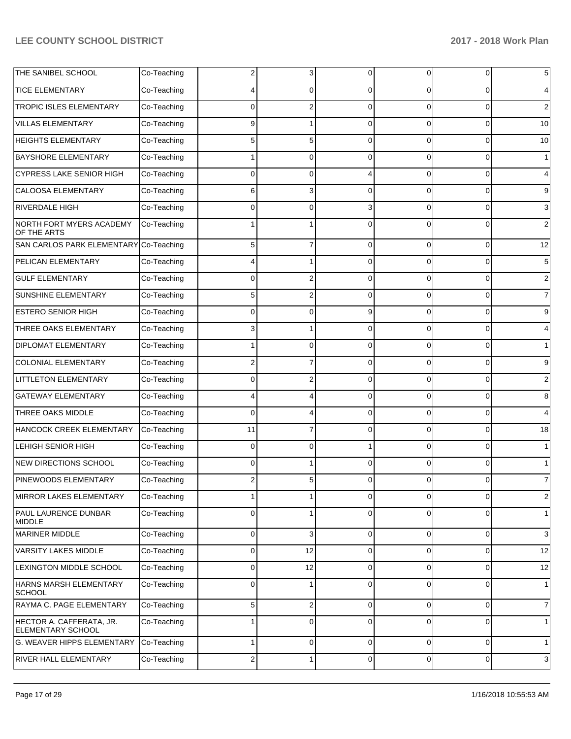| | | | | | | | |
|---|---|---|---|---|---|---|---|
| THE SANIBEL SCHOOL | Co-Teaching | 2 | 3 | 0 | 0 | 0 | 5 |
| TICE ELEMENTARY | Co-Teaching | 4 | 0 | 0 | 0 | 0 | 4 |
| TROPIC ISLES ELEMENTARY | Co-Teaching | 0 | 2 | 0 | 0 | 0 | 2 |
| VILLAS ELEMENTARY | Co-Teaching | 9 | 1 | 0 | 0 | 0 | 10 |
| HEIGHTS ELEMENTARY | Co-Teaching | 5 | 5 | 0 | 0 | 0 | 10 |
| BAYSHORE ELEMENTARY | Co-Teaching | 1 | 0 | 0 | 0 | 0 | 1 |
| CYPRESS LAKE SENIOR HIGH | Co-Teaching | 0 | 0 | 4 | 0 | 0 | 4 |
| CALOOSA ELEMENTARY | Co-Teaching | 6 | 3 | 0 | 0 | 0 | 9 |
| RIVERDALE HIGH | Co-Teaching | 0 | 0 | 3 | 0 | 0 | 3 |
| NORTH FORT MYERS ACADEMY OF THE ARTS | Co-Teaching | 1 | 1 | 0 | 0 | 0 | 2 |
| SAN CARLOS PARK ELEMENTARY | Co-Teaching | 5 | 7 | 0 | 0 | 0 | 12 |
| PELICAN ELEMENTARY | Co-Teaching | 4 | 1 | 0 | 0 | 0 | 5 |
| GULF ELEMENTARY | Co-Teaching | 0 | 2 | 0 | 0 | 0 | 2 |
| SUNSHINE ELEMENTARY | Co-Teaching | 5 | 2 | 0 | 0 | 0 | 7 |
| ESTERO SENIOR HIGH | Co-Teaching | 0 | 0 | 9 | 0 | 0 | 9 |
| THREE OAKS ELEMENTARY | Co-Teaching | 3 | 1 | 0 | 0 | 0 | 4 |
| DIPLOMAT ELEMENTARY | Co-Teaching | 1 | 0 | 0 | 0 | 0 | 1 |
| COLONIAL ELEMENTARY | Co-Teaching | 2 | 7 | 0 | 0 | 0 | 9 |
| LITTLETON ELEMENTARY | Co-Teaching | 0 | 2 | 0 | 0 | 0 | 2 |
| GATEWAY ELEMENTARY | Co-Teaching | 4 | 4 | 0 | 0 | 0 | 8 |
| THREE OAKS MIDDLE | Co-Teaching | 0 | 4 | 0 | 0 | 0 | 4 |
| HANCOCK CREEK ELEMENTARY | Co-Teaching | 11 | 7 | 0 | 0 | 0 | 18 |
| LEHIGH SENIOR HIGH | Co-Teaching | 0 | 0 | 1 | 0 | 0 | 1 |
| NEW DIRECTIONS SCHOOL | Co-Teaching | 0 | 1 | 0 | 0 | 0 | 1 |
| PINEWOODS ELEMENTARY | Co-Teaching | 2 | 5 | 0 | 0 | 0 | 7 |
| MIRROR LAKES ELEMENTARY | Co-Teaching | 1 | 1 | 0 | 0 | 0 | 2 |
| PAUL LAURENCE DUNBAR MIDDLE | Co-Teaching | 0 | 1 | 0 | 0 | 0 | 1 |
| MARINER MIDDLE | Co-Teaching | 0 | 3 | 0 | 0 | 0 | 3 |
| VARSITY LAKES MIDDLE | Co-Teaching | 0 | 12 | 0 | 0 | 0 | 12 |
| LEXINGTON MIDDLE SCHOOL | Co-Teaching | 0 | 12 | 0 | 0 | 0 | 12 |
| HARNS MARSH ELEMENTARY SCHOOL | Co-Teaching | 0 | 1 | 0 | 0 | 0 | 1 |
| RAYMA C. PAGE ELEMENTARY | Co-Teaching | 5 | 2 | 0 | 0 | 0 | 7 |
| HECTOR A. CAFFERATA, JR. ELEMENTARY SCHOOL | Co-Teaching | 1 | 0 | 0 | 0 | 0 | 1 |
| G. WEAVER HIPPS ELEMENTARY | Co-Teaching | 1 | 0 | 0 | 0 | 0 | 1 |
| RIVER HALL ELEMENTARY | Co-Teaching | 2 | 1 | 0 | 0 | 0 | 3 |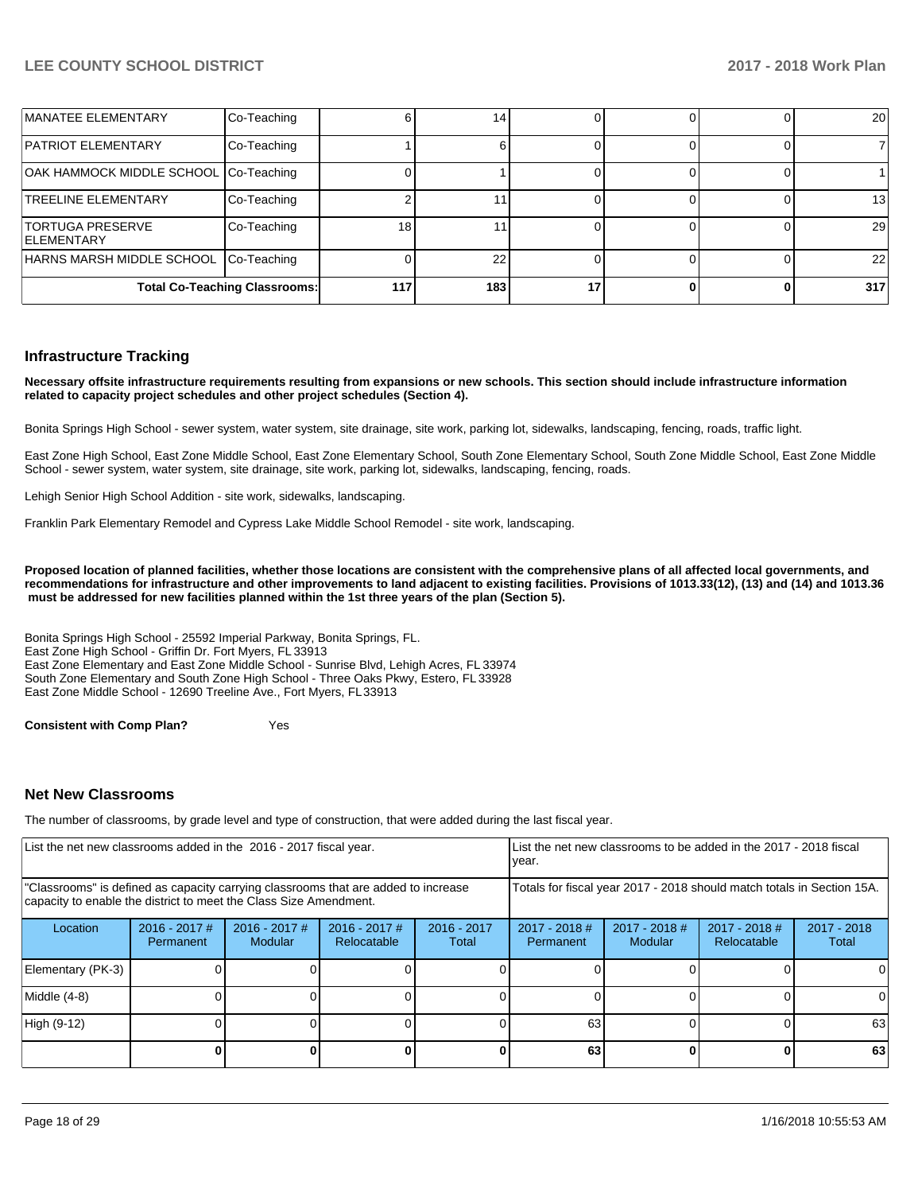| | | | | | | | |
|---|---|---|---|---|---|---|---|
| MANATEE ELEMENTARY | Co-Teaching | 6 | 14 | 0 | 0 | 0 | 20 |
| PATRIOT ELEMENTARY | Co-Teaching | 1 | 6 | 0 | 0 | 0 | 7 |
| OAK HAMMOCK MIDDLE SCHOOL | Co-Teaching | 0 | 1 | 0 | 0 | 0 | 1 |
| TREELINE ELEMENTARY | Co-Teaching | 2 | 11 | 0 | 0 | 0 | 13 |
| TORTUGA PRESERVE ELEMENTARY | Co-Teaching | 18 | 11 | 0 | 0 | 0 | 29 |
| HARNS MARSH MIDDLE SCHOOL | Co-Teaching | 0 | 22 | 0 | 0 | 0 | 22 |
| **Total Co-Teaching Classrooms:** | | **117** | **183** | **17** | **0** | **0** | **317** |

## Infrastructure Tracking

**Necessary offsite infrastructure requirements resulting from expansions or new schools. This section should include infrastructure information related to capacity project schedules and other project schedules (Section 4).**

Bonita Springs High School - sewer system, water system, site drainage, site work, parking lot, sidewalks, landscaping, fencing, roads, traffic light.

East Zone High School, East Zone Middle School, East Zone Elementary School, South Zone Elementary School, South Zone Middle School, East Zone Middle School - sewer system, water system, site drainage, site work, parking lot, sidewalks, landscaping, fencing, roads.

Lehigh Senior High School Addition - site work, sidewalks, landscaping.

Franklin Park Elementary Remodel and Cypress Lake Middle School Remodel - site work, landscaping.

**Proposed location of planned facilities, whether those locations are consistent with the comprehensive plans of all affected local governments, and recommendations for infrastructure and other improvements to land adjacent to existing facilities. Provisions of 1013.33(12), (13) and (14) and 1013.36 must be addressed for new facilities planned within the 1st three years of the plan (Section 5).**

Bonita Springs High School - 25592 Imperial Parkway, Bonita Springs, FL.
East Zone High School - Griffin Dr. Fort Myers, FL 33913
East Zone Elementary and East Zone Middle School - Sunrise Blvd, Lehigh Acres, FL 33974
South Zone Elementary and South Zone High School - Three Oaks Pkwy, Estero, FL 33928
East Zone Middle School - 12690 Treeline Ave., Fort Myers, FL 33913

**Consistent with Comp Plan?** Yes

## Net New Classrooms

The number of classrooms, by grade level and type of construction, that were added during the last fiscal year.

| List the net new classrooms added in the 2016 - 2017 fiscal year. | | | | | List the net new classrooms to be added in the 2017 - 2018 fiscal year. | | | |
|---|---|---|---|---|---|---|---|---|
| "Classrooms" is defined as capacity carrying classrooms that are added to increase capacity to enable the district to meet the Class Size Amendment. | | | | | Totals for fiscal year 2017 - 2018 should match totals in Section 15A. | | | |
| Location | 2016 - 2017 # Permanent | 2016 - 2017 # Modular | 2016 - 2017 # Relocatable | 2016 - 2017 Total | 2017 - 2018 # Permanent | 2017 - 2018 # Modular | 2017 - 2018 # Relocatable | 2017 - 2018 Total |
| Elementary (PK-3) | 0 | 0 | 0 | 0 | 0 | 0 | 0 | 0 |
| Middle (4-8) | 0 | 0 | 0 | 0 | 0 | 0 | 0 | 0 |
| High (9-12) | 0 | 0 | 0 | 0 | 63 | 0 | 0 | 63 |
| | **0** | **0** | **0** | **0** | **63** | **0** | **0** | **63** |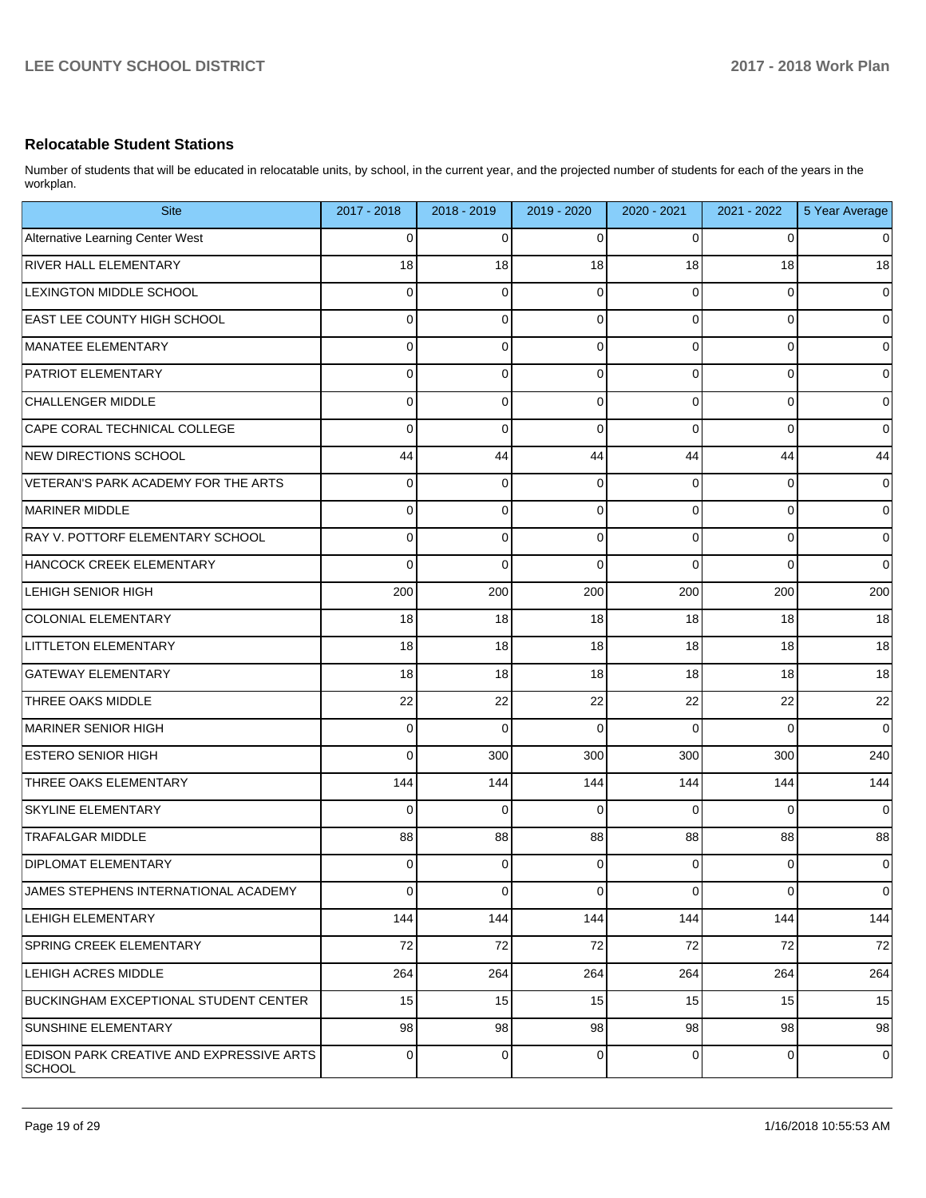## Relocatable Student Stations

Number of students that will be educated in relocatable units, by school, in the current year, and the projected number of students for each of the years in the workplan.

| Site | 2017 - 2018 | 2018 - 2019 | 2019 - 2020 | 2020 - 2021 | 2021 - 2022 | 5 Year Average |
|---|---|---|---|---|---|---|
| Alternative Learning Center West | 0 | 0 | 0 | 0 | 0 | 0 |
| RIVER HALL ELEMENTARY | 18 | 18 | 18 | 18 | 18 | 18 |
| LEXINGTON MIDDLE SCHOOL | 0 | 0 | 0 | 0 | 0 | 0 |
| EAST LEE COUNTY HIGH SCHOOL | 0 | 0 | 0 | 0 | 0 | 0 |
| MANATEE ELEMENTARY | 0 | 0 | 0 | 0 | 0 | 0 |
| PATRIOT ELEMENTARY | 0 | 0 | 0 | 0 | 0 | 0 |
| CHALLENGER MIDDLE | 0 | 0 | 0 | 0 | 0 | 0 |
| CAPE CORAL TECHNICAL COLLEGE | 0 | 0 | 0 | 0 | 0 | 0 |
| NEW DIRECTIONS SCHOOL | 44 | 44 | 44 | 44 | 44 | 44 |
| VETERAN'S PARK ACADEMY FOR THE ARTS | 0 | 0 | 0 | 0 | 0 | 0 |
| MARINER MIDDLE | 0 | 0 | 0 | 0 | 0 | 0 |
| RAY V. POTTORF ELEMENTARY SCHOOL | 0 | 0 | 0 | 0 | 0 | 0 |
| HANCOCK CREEK ELEMENTARY | 0 | 0 | 0 | 0 | 0 | 0 |
| LEHIGH SENIOR HIGH | 200 | 200 | 200 | 200 | 200 | 200 |
| COLONIAL ELEMENTARY | 18 | 18 | 18 | 18 | 18 | 18 |
| LITTLETON ELEMENTARY | 18 | 18 | 18 | 18 | 18 | 18 |
| GATEWAY ELEMENTARY | 18 | 18 | 18 | 18 | 18 | 18 |
| THREE OAKS MIDDLE | 22 | 22 | 22 | 22 | 22 | 22 |
| MARINER SENIOR HIGH | 0 | 0 | 0 | 0 | 0 | 0 |
| ESTERO SENIOR HIGH | 0 | 300 | 300 | 300 | 300 | 240 |
| THREE OAKS ELEMENTARY | 144 | 144 | 144 | 144 | 144 | 144 |
| SKYLINE ELEMENTARY | 0 | 0 | 0 | 0 | 0 | 0 |
| TRAFALGAR MIDDLE | 88 | 88 | 88 | 88 | 88 | 88 |
| DIPLOMAT ELEMENTARY | 0 | 0 | 0 | 0 | 0 | 0 |
| JAMES STEPHENS INTERNATIONAL ACADEMY | 0 | 0 | 0 | 0 | 0 | 0 |
| LEHIGH ELEMENTARY | 144 | 144 | 144 | 144 | 144 | 144 |
| SPRING CREEK ELEMENTARY | 72 | 72 | 72 | 72 | 72 | 72 |
| LEHIGH ACRES MIDDLE | 264 | 264 | 264 | 264 | 264 | 264 |
| BUCKINGHAM EXCEPTIONAL STUDENT CENTER | 15 | 15 | 15 | 15 | 15 | 15 |
| SUNSHINE ELEMENTARY | 98 | 98 | 98 | 98 | 98 | 98 |
| EDISON PARK CREATIVE AND EXPRESSIVE ARTS SCHOOL | 0 | 0 | 0 | 0 | 0 | 0 |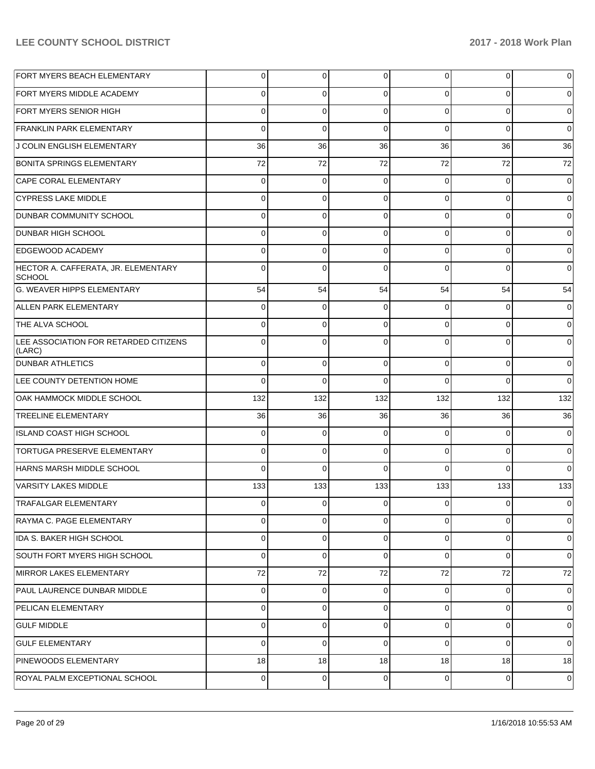| | | | | | | |
|---|---|---|---|---|---|---|
| FORT MYERS BEACH ELEMENTARY | 0 | 0 | 0 | 0 | 0 | 0 |
| FORT MYERS MIDDLE ACADEMY | 0 | 0 | 0 | 0 | 0 | 0 |
| FORT MYERS SENIOR HIGH | 0 | 0 | 0 | 0 | 0 | 0 |
| FRANKLIN PARK ELEMENTARY | 0 | 0 | 0 | 0 | 0 | 0 |
| J COLIN ENGLISH ELEMENTARY | 36 | 36 | 36 | 36 | 36 | 36 |
| BONITA SPRINGS ELEMENTARY | 72 | 72 | 72 | 72 | 72 | 72 |
| CAPE CORAL ELEMENTARY | 0 | 0 | 0 | 0 | 0 | 0 |
| CYPRESS LAKE MIDDLE | 0 | 0 | 0 | 0 | 0 | 0 |
| DUNBAR COMMUNITY SCHOOL | 0 | 0 | 0 | 0 | 0 | 0 |
| DUNBAR HIGH SCHOOL | 0 | 0 | 0 | 0 | 0 | 0 |
| EDGEWOOD ACADEMY | 0 | 0 | 0 | 0 | 0 | 0 |
| HECTOR A. CAFFERATA, JR. ELEMENTARY SCHOOL | 0 | 0 | 0 | 0 | 0 | 0 |
| G. WEAVER HIPPS ELEMENTARY | 54 | 54 | 54 | 54 | 54 | 54 |
| ALLEN PARK ELEMENTARY | 0 | 0 | 0 | 0 | 0 | 0 |
| THE ALVA SCHOOL | 0 | 0 | 0 | 0 | 0 | 0 |
| LEE ASSOCIATION FOR RETARDED CITIZENS (LARC) | 0 | 0 | 0 | 0 | 0 | 0 |
| DUNBAR ATHLETICS | 0 | 0 | 0 | 0 | 0 | 0 |
| LEE COUNTY DETENTION HOME | 0 | 0 | 0 | 0 | 0 | 0 |
| OAK HAMMOCK MIDDLE SCHOOL | 132 | 132 | 132 | 132 | 132 | 132 |
| TREELINE ELEMENTARY | 36 | 36 | 36 | 36 | 36 | 36 |
| ISLAND COAST HIGH SCHOOL | 0 | 0 | 0 | 0 | 0 | 0 |
| TORTUGA PRESERVE ELEMENTARY | 0 | 0 | 0 | 0 | 0 | 0 |
| HARNS MARSH MIDDLE SCHOOL | 0 | 0 | 0 | 0 | 0 | 0 |
| VARSITY LAKES MIDDLE | 133 | 133 | 133 | 133 | 133 | 133 |
| TRAFALGAR ELEMENTARY | 0 | 0 | 0 | 0 | 0 | 0 |
| RAYMA C. PAGE ELEMENTARY | 0 | 0 | 0 | 0 | 0 | 0 |
| IDA S. BAKER HIGH SCHOOL | 0 | 0 | 0 | 0 | 0 | 0 |
| SOUTH FORT MYERS HIGH SCHOOL | 0 | 0 | 0 | 0 | 0 | 0 |
| MIRROR LAKES ELEMENTARY | 72 | 72 | 72 | 72 | 72 | 72 |
| PAUL LAURENCE DUNBAR MIDDLE | 0 | 0 | 0 | 0 | 0 | 0 |
| PELICAN ELEMENTARY | 0 | 0 | 0 | 0 | 0 | 0 |
| GULF MIDDLE | 0 | 0 | 0 | 0 | 0 | 0 |
| GULF ELEMENTARY | 0 | 0 | 0 | 0 | 0 | 0 |
| PINEWOODS ELEMENTARY | 18 | 18 | 18 | 18 | 18 | 18 |
| ROYAL PALM EXCEPTIONAL SCHOOL | 0 | 0 | 0 | 0 | 0 | 0 |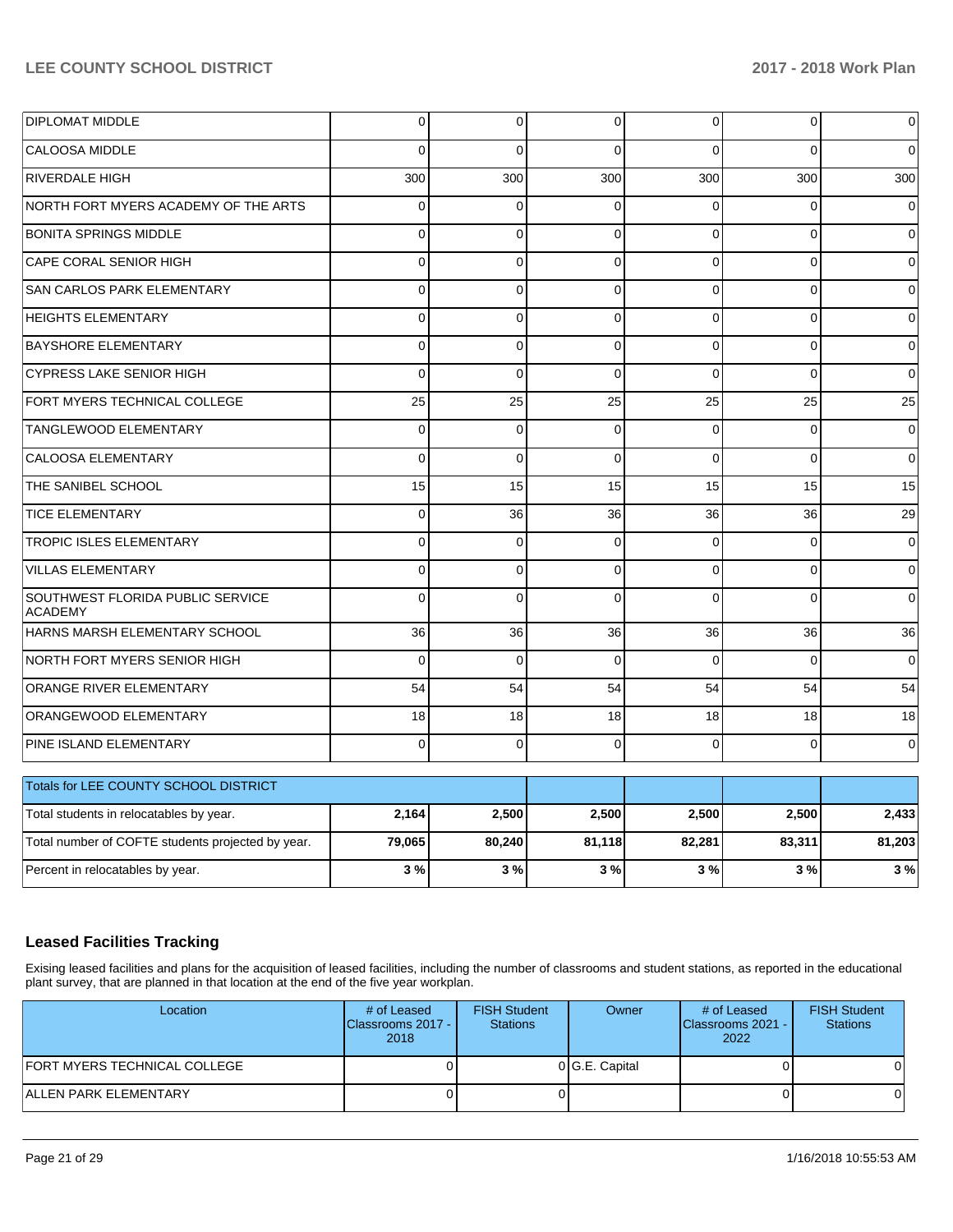| | | | | | | |
|---|---|---|---|---|---|---|
| DIPLOMAT MIDDLE | 0 | 0 | 0 | 0 | 0 | 0 |
| CALOOSA MIDDLE | 0 | 0 | 0 | 0 | 0 | 0 |
| RIVERDALE HIGH | 300 | 300 | 300 | 300 | 300 | 300 |
| NORTH FORT MYERS ACADEMY OF THE ARTS | 0 | 0 | 0 | 0 | 0 | 0 |
| BONITA SPRINGS MIDDLE | 0 | 0 | 0 | 0 | 0 | 0 |
| CAPE CORAL SENIOR HIGH | 0 | 0 | 0 | 0 | 0 | 0 |
| SAN CARLOS PARK ELEMENTARY | 0 | 0 | 0 | 0 | 0 | 0 |
| HEIGHTS ELEMENTARY | 0 | 0 | 0 | 0 | 0 | 0 |
| BAYSHORE ELEMENTARY | 0 | 0 | 0 | 0 | 0 | 0 |
| CYPRESS LAKE SENIOR HIGH | 0 | 0 | 0 | 0 | 0 | 0 |
| FORT MYERS TECHNICAL COLLEGE | 25 | 25 | 25 | 25 | 25 | 25 |
| TANGLEWOOD ELEMENTARY | 0 | 0 | 0 | 0 | 0 | 0 |
| CALOOSA ELEMENTARY | 0 | 0 | 0 | 0 | 0 | 0 |
| THE SANIBEL SCHOOL | 15 | 15 | 15 | 15 | 15 | 15 |
| TICE ELEMENTARY | 0 | 36 | 36 | 36 | 36 | 29 |
| TROPIC ISLES ELEMENTARY | 0 | 0 | 0 | 0 | 0 | 0 |
| VILLAS ELEMENTARY | 0 | 0 | 0 | 0 | 0 | 0 |
| SOUTHWEST FLORIDA PUBLIC SERVICE ACADEMY | 0 | 0 | 0 | 0 | 0 | 0 |
| HARNS MARSH ELEMENTARY SCHOOL | 36 | 36 | 36 | 36 | 36 | 36 |
| NORTH FORT MYERS SENIOR HIGH | 0 | 0 | 0 | 0 | 0 | 0 |
| ORANGE RIVER ELEMENTARY | 54 | 54 | 54 | 54 | 54 | 54 |
| ORANGEWOOD ELEMENTARY | 18 | 18 | 18 | 18 | 18 | 18 |
| PINE ISLAND ELEMENTARY | 0 | 0 | 0 | 0 | 0 | 0 |

| Totals for LEE COUNTY SCHOOL DISTRICT | | | | | | |
|---|---|---|---|---|---|---|
| Total students in relocatables by year. | **2,164** | **2,500** | **2,500** | **2,500** | **2,500** | **2,433** |
| Total number of COFTE students projected by year. | **79,065** | **80,240** | **81,118** | **82,281** | **83,311** | **81,203** |
| Percent in relocatables by year. | **3 %** | **3 %** | **3 %** | **3 %** | **3 %** | **3 %** |

## Leased Facilities Tracking

Exising leased facilities and plans for the acquisition of leased facilities, including the number of classrooms and student stations, as reported in the educational plant survey, that are planned in that location at the end of the five year workplan.

| Location | # of Leased Classrooms 2017 - 2018 | FISH Student Stations | Owner | # of Leased Classrooms 2021 - 2022 | FISH Student Stations |
|---|---|---|---|---|---|
| FORT MYERS TECHNICAL COLLEGE | 0 | 0 | G.E. Capital | 0 | 0 |
| ALLEN PARK ELEMENTARY | 0 | 0 | | 0 | 0 |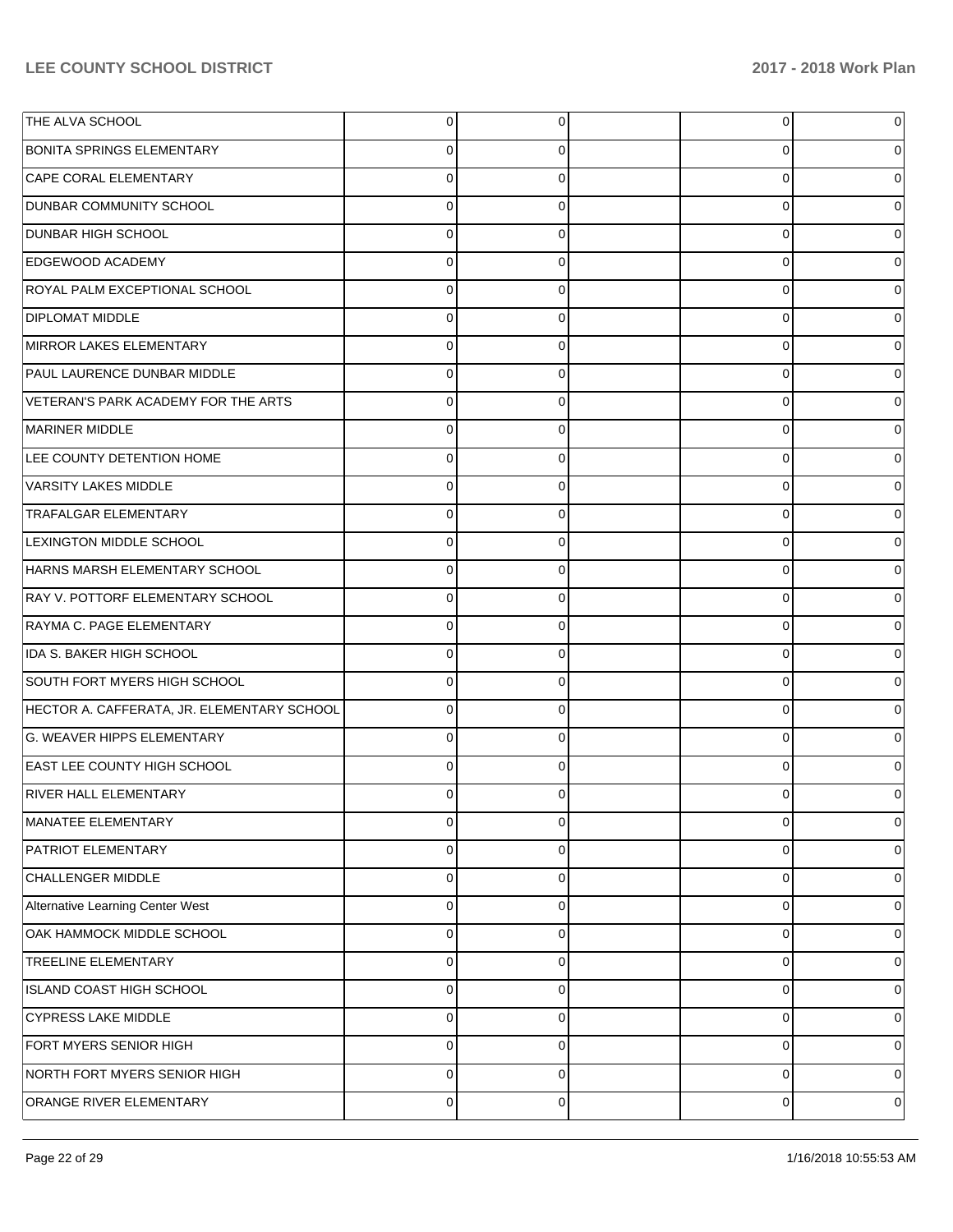| | | | | | |
|---|---|---|---|---|---|
| THE ALVA SCHOOL | 0 | 0 | | 0 | 0 |
| BONITA SPRINGS ELEMENTARY | 0 | 0 | | 0 | 0 |
| CAPE CORAL ELEMENTARY | 0 | 0 | | 0 | 0 |
| DUNBAR COMMUNITY SCHOOL | 0 | 0 | | 0 | 0 |
| DUNBAR HIGH SCHOOL | 0 | 0 | | 0 | 0 |
| EDGEWOOD ACADEMY | 0 | 0 | | 0 | 0 |
| ROYAL PALM EXCEPTIONAL SCHOOL | 0 | 0 | | 0 | 0 |
| DIPLOMAT MIDDLE | 0 | 0 | | 0 | 0 |
| MIRROR LAKES ELEMENTARY | 0 | 0 | | 0 | 0 |
| PAUL LAURENCE DUNBAR MIDDLE | 0 | 0 | | 0 | 0 |
| VETERAN'S PARK ACADEMY FOR THE ARTS | 0 | 0 | | 0 | 0 |
| MARINER MIDDLE | 0 | 0 | | 0 | 0 |
| LEE COUNTY DETENTION HOME | 0 | 0 | | 0 | 0 |
| VARSITY LAKES MIDDLE | 0 | 0 | | 0 | 0 |
| TRAFALGAR ELEMENTARY | 0 | 0 | | 0 | 0 |
| LEXINGTON MIDDLE SCHOOL | 0 | 0 | | 0 | 0 |
| HARNS MARSH ELEMENTARY SCHOOL | 0 | 0 | | 0 | 0 |
| RAY V. POTTORF ELEMENTARY SCHOOL | 0 | 0 | | 0 | 0 |
| RAYMA C. PAGE ELEMENTARY | 0 | 0 | | 0 | 0 |
| IDA S. BAKER HIGH SCHOOL | 0 | 0 | | 0 | 0 |
| SOUTH FORT MYERS HIGH SCHOOL | 0 | 0 | | 0 | 0 |
| HECTOR A. CAFFERATA, JR. ELEMENTARY SCHOOL | 0 | 0 | | 0 | 0 |
| G. WEAVER HIPPS ELEMENTARY | 0 | 0 | | 0 | 0 |
| EAST LEE COUNTY HIGH SCHOOL | 0 | 0 | | 0 | 0 |
| RIVER HALL ELEMENTARY | 0 | 0 | | 0 | 0 |
| MANATEE ELEMENTARY | 0 | 0 | | 0 | 0 |
| PATRIOT ELEMENTARY | 0 | 0 | | 0 | 0 |
| CHALLENGER MIDDLE | 0 | 0 | | 0 | 0 |
| Alternative Learning Center West | 0 | 0 | | 0 | 0 |
| OAK HAMMOCK MIDDLE SCHOOL | 0 | 0 | | 0 | 0 |
| TREELINE ELEMENTARY | 0 | 0 | | 0 | 0 |
| ISLAND COAST HIGH SCHOOL | 0 | 0 | | 0 | 0 |
| CYPRESS LAKE MIDDLE | 0 | 0 | | 0 | 0 |
| FORT MYERS SENIOR HIGH | 0 | 0 | | 0 | 0 |
| NORTH FORT MYERS SENIOR HIGH | 0 | 0 | | 0 | 0 |
| ORANGE RIVER ELEMENTARY | 0 | 0 | | 0 | 0 |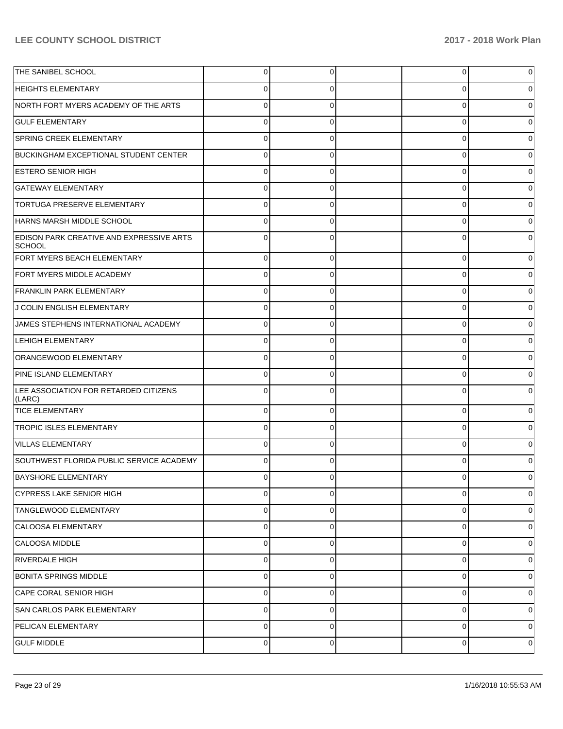| | | | | |
|---|---|---|---|---|
| THE SANIBEL SCHOOL | 0 | 0 | | 0 | 0 |
| HEIGHTS ELEMENTARY | 0 | 0 | | 0 | 0 |
| NORTH FORT MYERS ACADEMY OF THE ARTS | 0 | 0 | | 0 | 0 |
| GULF ELEMENTARY | 0 | 0 | | 0 | 0 |
| SPRING CREEK ELEMENTARY | 0 | 0 | | 0 | 0 |
| BUCKINGHAM EXCEPTIONAL STUDENT CENTER | 0 | 0 | | 0 | 0 |
| ESTERO SENIOR HIGH | 0 | 0 | | 0 | 0 |
| GATEWAY ELEMENTARY | 0 | 0 | | 0 | 0 |
| TORTUGA PRESERVE ELEMENTARY | 0 | 0 | | 0 | 0 |
| HARNS MARSH MIDDLE SCHOOL | 0 | 0 | | 0 | 0 |
| EDISON PARK CREATIVE AND EXPRESSIVE ARTS SCHOOL | 0 | 0 | | 0 | 0 |
| FORT MYERS BEACH ELEMENTARY | 0 | 0 | | 0 | 0 |
| FORT MYERS MIDDLE ACADEMY | 0 | 0 | | 0 | 0 |
| FRANKLIN PARK ELEMENTARY | 0 | 0 | | 0 | 0 |
| J COLIN ENGLISH ELEMENTARY | 0 | 0 | | 0 | 0 |
| JAMES STEPHENS INTERNATIONAL ACADEMY | 0 | 0 | | 0 | 0 |
| LEHIGH ELEMENTARY | 0 | 0 | | 0 | 0 |
| ORANGEWOOD ELEMENTARY | 0 | 0 | | 0 | 0 |
| PINE ISLAND ELEMENTARY | 0 | 0 | | 0 | 0 |
| LEE ASSOCIATION FOR RETARDED CITIZENS (LARC) | 0 | 0 | | 0 | 0 |
| TICE ELEMENTARY | 0 | 0 | | 0 | 0 |
| TROPIC ISLES ELEMENTARY | 0 | 0 | | 0 | 0 |
| VILLAS ELEMENTARY | 0 | 0 | | 0 | 0 |
| SOUTHWEST FLORIDA PUBLIC SERVICE ACADEMY | 0 | 0 | | 0 | 0 |
| BAYSHORE ELEMENTARY | 0 | 0 | | 0 | 0 |
| CYPRESS LAKE SENIOR HIGH | 0 | 0 | | 0 | 0 |
| TANGLEWOOD ELEMENTARY | 0 | 0 | | 0 | 0 |
| CALOOSA ELEMENTARY | 0 | 0 | | 0 | 0 |
| CALOOSA MIDDLE | 0 | 0 | | 0 | 0 |
| RIVERDALE HIGH | 0 | 0 | | 0 | 0 |
| BONITA SPRINGS MIDDLE | 0 | 0 | | 0 | 0 |
| CAPE CORAL SENIOR HIGH | 0 | 0 | | 0 | 0 |
| SAN CARLOS PARK ELEMENTARY | 0 | 0 | | 0 | 0 |
| PELICAN ELEMENTARY | 0 | 0 | | 0 | 0 |
| GULF MIDDLE | 0 | 0 | | 0 | 0 |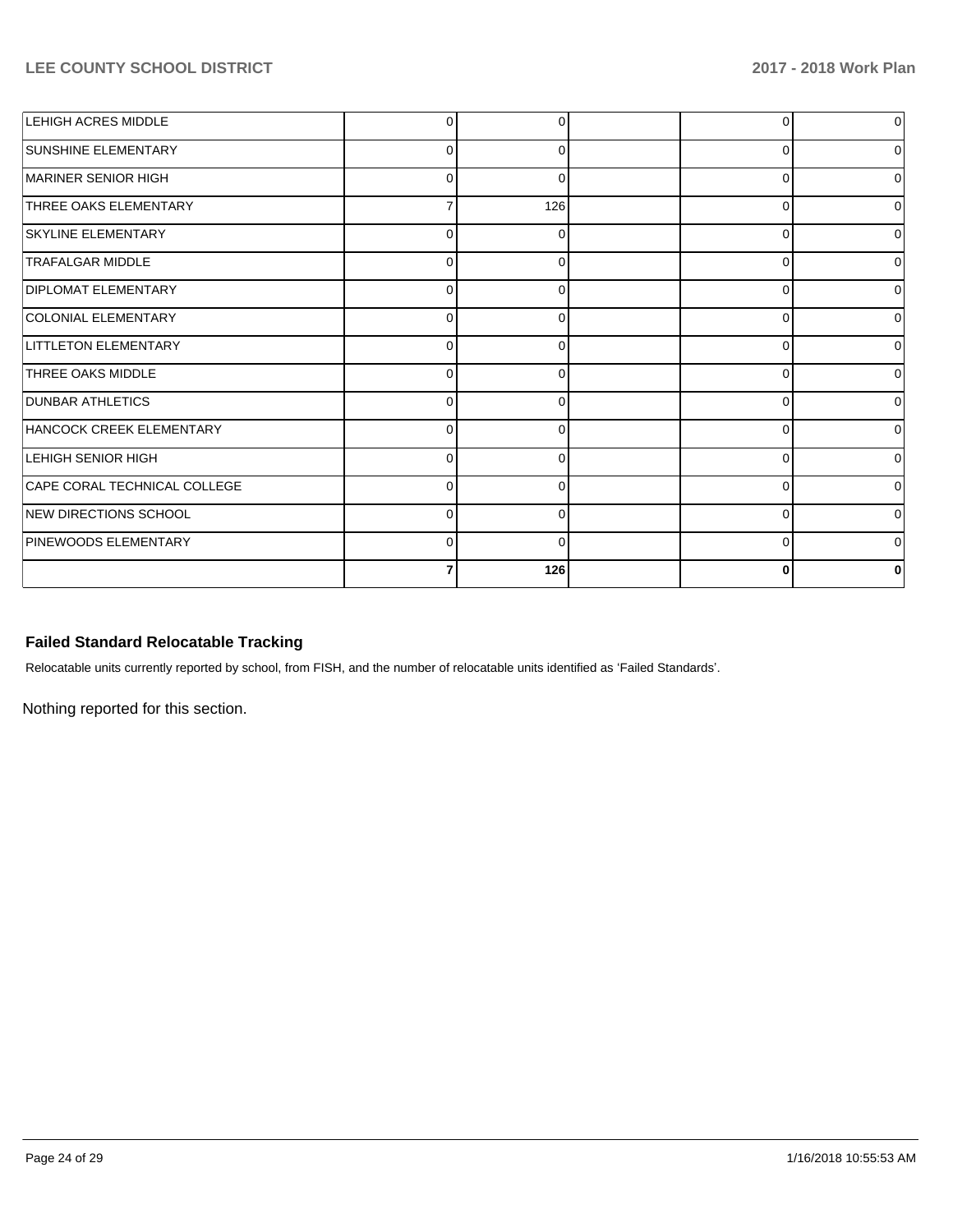| | | | | | |
|---|---|---|---|---|---|
| LEHIGH ACRES MIDDLE | 0 | 0 | | 0 | 0 |
| SUNSHINE ELEMENTARY | 0 | 0 | | 0 | 0 |
| MARINER SENIOR HIGH | 0 | 0 | | 0 | 0 |
| THREE OAKS ELEMENTARY | 7 | 126 | | 0 | 0 |
| SKYLINE ELEMENTARY | 0 | 0 | | 0 | 0 |
| TRAFALGAR MIDDLE | 0 | 0 | | 0 | 0 |
| DIPLOMAT ELEMENTARY | 0 | 0 | | 0 | 0 |
| COLONIAL ELEMENTARY | 0 | 0 | | 0 | 0 |
| LITTLETON ELEMENTARY | 0 | 0 | | 0 | 0 |
| THREE OAKS MIDDLE | 0 | 0 | | 0 | 0 |
| DUNBAR ATHLETICS | 0 | 0 | | 0 | 0 |
| HANCOCK CREEK ELEMENTARY | 0 | 0 | | 0 | 0 |
| LEHIGH SENIOR HIGH | 0 | 0 | | 0 | 0 |
| CAPE CORAL TECHNICAL COLLEGE | 0 | 0 | | 0 | 0 |
| NEW DIRECTIONS SCHOOL | 0 | 0 | | 0 | 0 |
| PINEWOODS ELEMENTARY | 0 | 0 | | 0 | 0 |
| | **7** | **126** | | **0** | **0** |

### Failed Standard Relocatable Tracking

Relocatable units currently reported by school, from FISH, and the number of relocatable units identified as 'Failed Standards'.

Nothing reported for this section.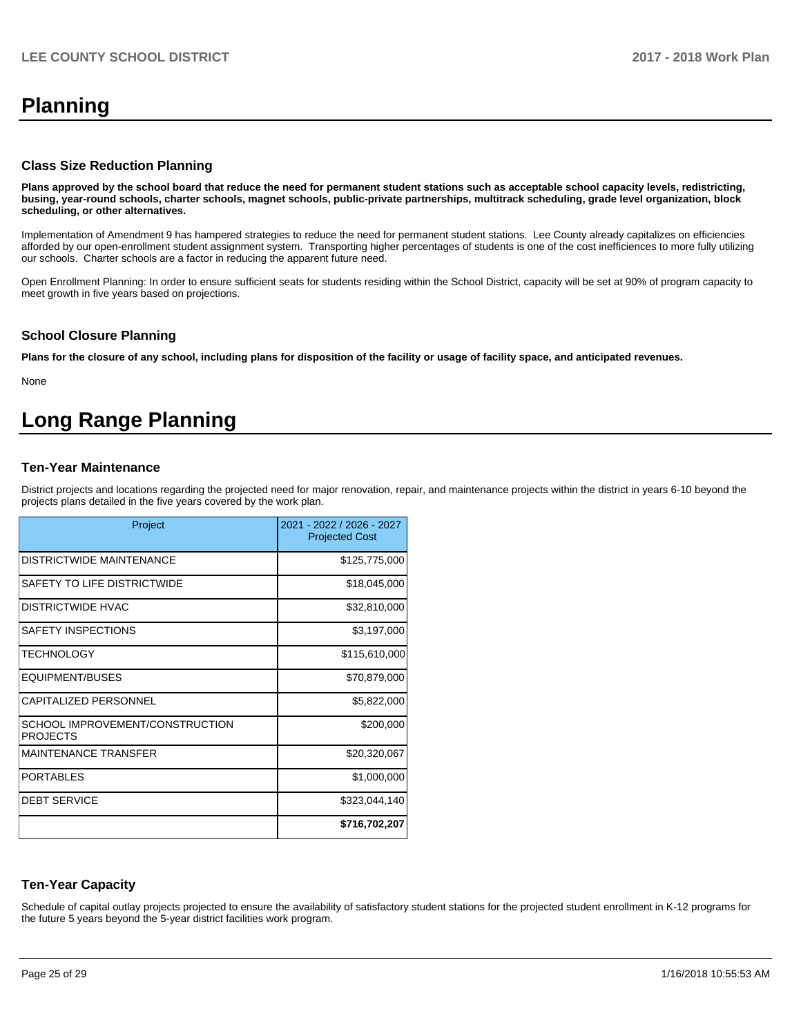# Planning

### Class Size Reduction Planning

**Plans approved by the school board that reduce the need for permanent student stations such as acceptable school capacity levels, redistricting, busing, year-round schools, charter schools, magnet schools, public-private partnerships, multitrack scheduling, grade level organization, block scheduling, or other alternatives.**

Implementation of Amendment 9 has hampered strategies to reduce the need for permanent student stations. Lee County already capitalizes on efficiencies afforded by our open-enrollment student assignment system. Transporting higher percentages of students is one of the cost inefficiences to more fully utilizing our schools. Charter schools are a factor in reducing the apparent future need.

Open Enrollment Planning: In order to ensure sufficient seats for students residing within the School District, capacity will be set at 90% of program capacity to meet growth in five years based on projections.

### School Closure Planning

**Plans for the closure of any school, including plans for disposition of the facility or usage of facility space, and anticipated revenues.**

None

# Long Range Planning

### Ten-Year Maintenance

District projects and locations regarding the projected need for major renovation, repair, and maintenance projects within the district in years 6-10 beyond the projects plans detailed in the five years covered by the work plan.

| Project | 2021 - 2022 / 2026 - 2027 Projected Cost |
|---|---|
| DISTRICTWIDE MAINTENANCE | $125,775,000 |
| SAFETY TO LIFE DISTRICTWIDE | $18,045,000 |
| DISTRICTWIDE HVAC | $32,810,000 |
| SAFETY INSPECTIONS | $3,197,000 |
| TECHNOLOGY | $115,610,000 |
| EQUIPMENT/BUSES | $70,879,000 |
| CAPITALIZED PERSONNEL | $5,822,000 |
| SCHOOL IMPROVEMENT/CONSTRUCTION PROJECTS | $200,000 |
| MAINTENANCE TRANSFER | $20,320,067 |
| PORTABLES | $1,000,000 |
| DEBT SERVICE | $323,044,140 |
| | **$716,702,207** |

### Ten-Year Capacity

Schedule of capital outlay projects projected to ensure the availability of satisfactory student stations for the projected student enrollment in K-12 programs for the future 5 years beyond the 5-year district facilities work program.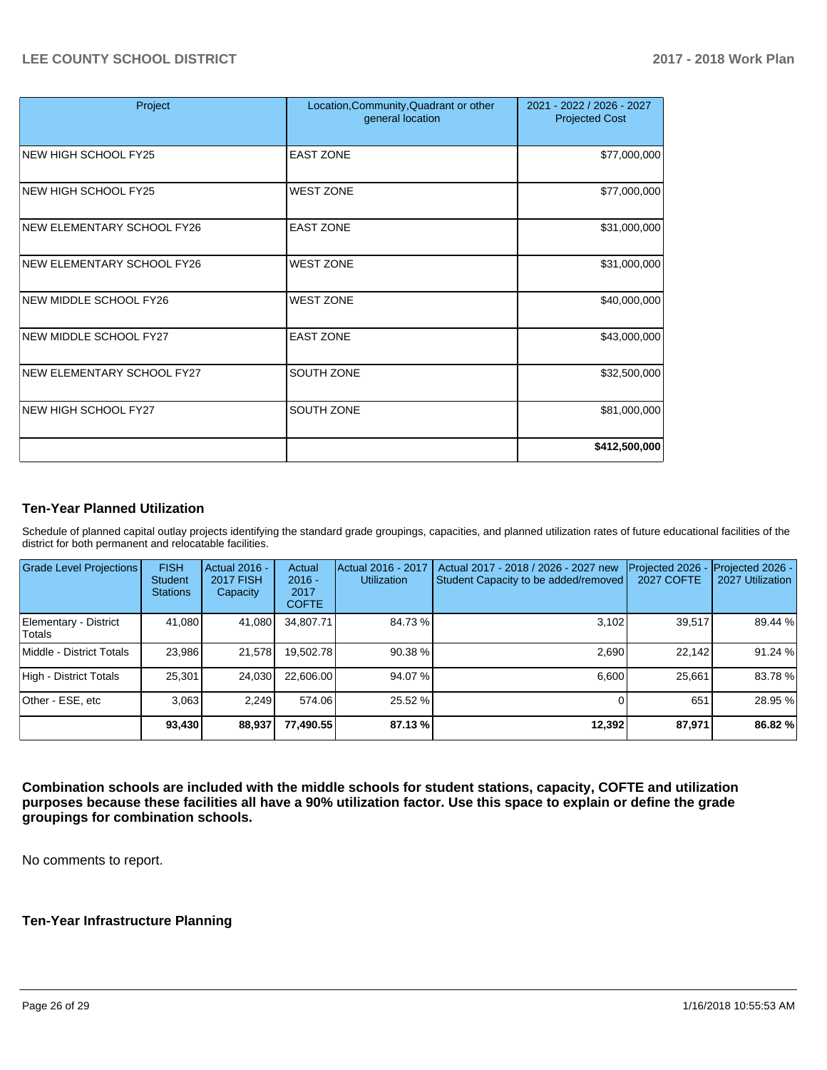| Project | Location,Community,Quadrant or other general location | 2021 - 2022 / 2026 - 2027 Projected Cost |
|---|---|---|
| NEW HIGH SCHOOL FY25 | EAST ZONE | $77,000,000 |
| NEW HIGH SCHOOL FY25 | WEST ZONE | $77,000,000 |
| NEW ELEMENTARY SCHOOL FY26 | EAST ZONE | $31,000,000 |
| NEW ELEMENTARY SCHOOL FY26 | WEST ZONE | $31,000,000 |
| NEW MIDDLE SCHOOL FY26 | WEST ZONE | $40,000,000 |
| NEW MIDDLE SCHOOL FY27 | EAST ZONE | $43,000,000 |
| NEW ELEMENTARY SCHOOL FY27 | SOUTH ZONE | $32,500,000 |
| NEW HIGH SCHOOL FY27 | SOUTH ZONE | $81,000,000 |
| | | **$412,500,000** |

## Ten-Year Planned Utilization

Schedule of planned capital outlay projects identifying the standard grade groupings, capacities, and planned utilization rates of future educational facilities of the district for both permanent and relocatable facilities.

| Grade Level Projections | FISH Student Stations | Actual 2016 - 2017 FISH Capacity | Actual 2016 - 2017 COFTE | Actual 2016 - 2017 Utilization | Actual 2017 - 2018 / 2026 - 2027 new Student Capacity to be added/removed | Projected 2026 - 2027 COFTE | Projected 2026 - 2027 Utilization |
|---|---|---|---|---|---|---|---|
| Elementary - District Totals | 41,080 | 41,080 | 34,807.71 | 84.73 % | 3,102 | 39,517 | 89.44 % |
| Middle - District Totals | 23,986 | 21,578 | 19,502.78 | 90.38 % | 2,690 | 22,142 | 91.24 % |
| High - District Totals | 25,301 | 24,030 | 22,606.00 | 94.07 % | 6,600 | 25,661 | 83.78 % |
| Other - ESE, etc | 3,063 | 2,249 | 574.06 | 25.52 % | 0 | 651 | 28.95 % |
| | **93,430** | **88,937** | **77,490.55** | **87.13 %** | **12,392** | **87,971** | **86.82 %** |

**Combination schools are included with the middle schools for student stations, capacity, COFTE and utilization purposes because these facilities all have a 90% utilization factor. Use this space to explain or define the grade groupings for combination schools.**

No comments to report.

## Ten-Year Infrastructure Planning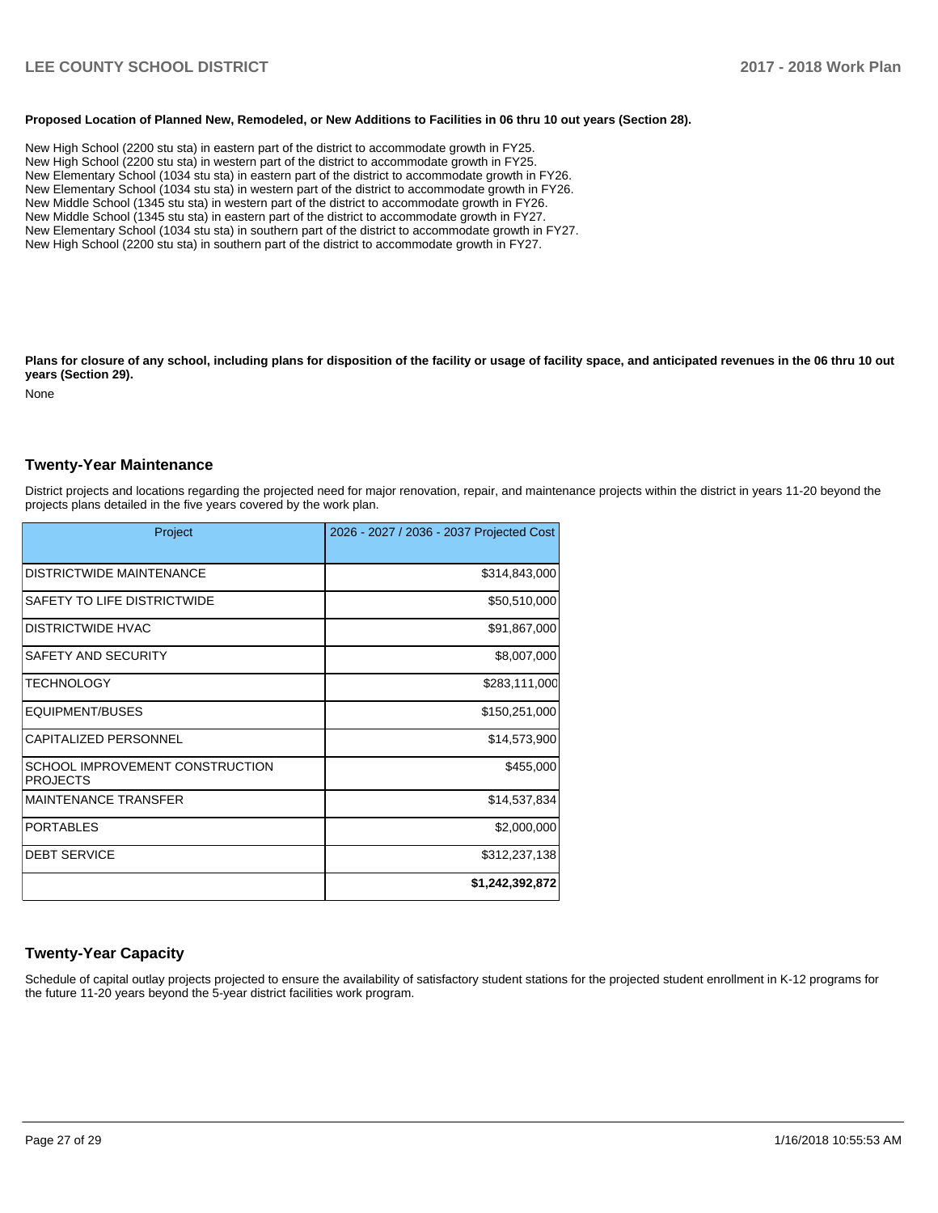**Proposed Location of Planned New, Remodeled, or New Additions to Facilities in 06 thru 10 out years (Section 28).**

New High School (2200 stu sta) in eastern part of the district to accommodate growth in FY25.
New High School (2200 stu sta) in western part of the district to accommodate growth in FY25.
New Elementary School (1034 stu sta) in eastern part of the district to accommodate growth in FY26.
New Elementary School (1034 stu sta) in western part of the district to accommodate growth in FY26.
New Middle School (1345 stu sta) in western part of the district to accommodate growth in FY26.
New Middle School (1345 stu sta) in eastern part of the district to accommodate growth in FY27.
New Elementary School (1034 stu sta) in southern part of the district to accommodate growth in FY27.
New High School (2200 stu sta) in southern part of the district to accommodate growth in FY27.

**Plans for closure of any school, including plans for disposition of the facility or usage of facility space, and anticipated revenues in the 06 thru 10 out years (Section 29).**

None

## Twenty-Year Maintenance

District projects and locations regarding the projected need for major renovation, repair, and maintenance projects within the district in years 11-20 beyond the projects plans detailed in the five years covered by the work plan.

| Project | 2026 - 2027 / 2036 - 2037 Projected Cost |
|---|---|
| DISTRICTWIDE MAINTENANCE | $314,843,000 |
| SAFETY TO LIFE DISTRICTWIDE | $50,510,000 |
| DISTRICTWIDE HVAC | $91,867,000 |
| SAFETY AND SECURITY | $8,007,000 |
| TECHNOLOGY | $283,111,000 |
| EQUIPMENT/BUSES | $150,251,000 |
| CAPITALIZED PERSONNEL | $14,573,900 |
| SCHOOL IMPROVEMENT CONSTRUCTION PROJECTS | $455,000 |
| MAINTENANCE TRANSFER | $14,537,834 |
| PORTABLES | $2,000,000 |
| DEBT SERVICE | $312,237,138 |
| | **$1,242,392,872** |

## Twenty-Year Capacity

Schedule of capital outlay projects projected to ensure the availability of satisfactory student stations for the projected student enrollment in K-12 programs for the future 11-20 years beyond the 5-year district facilities work program.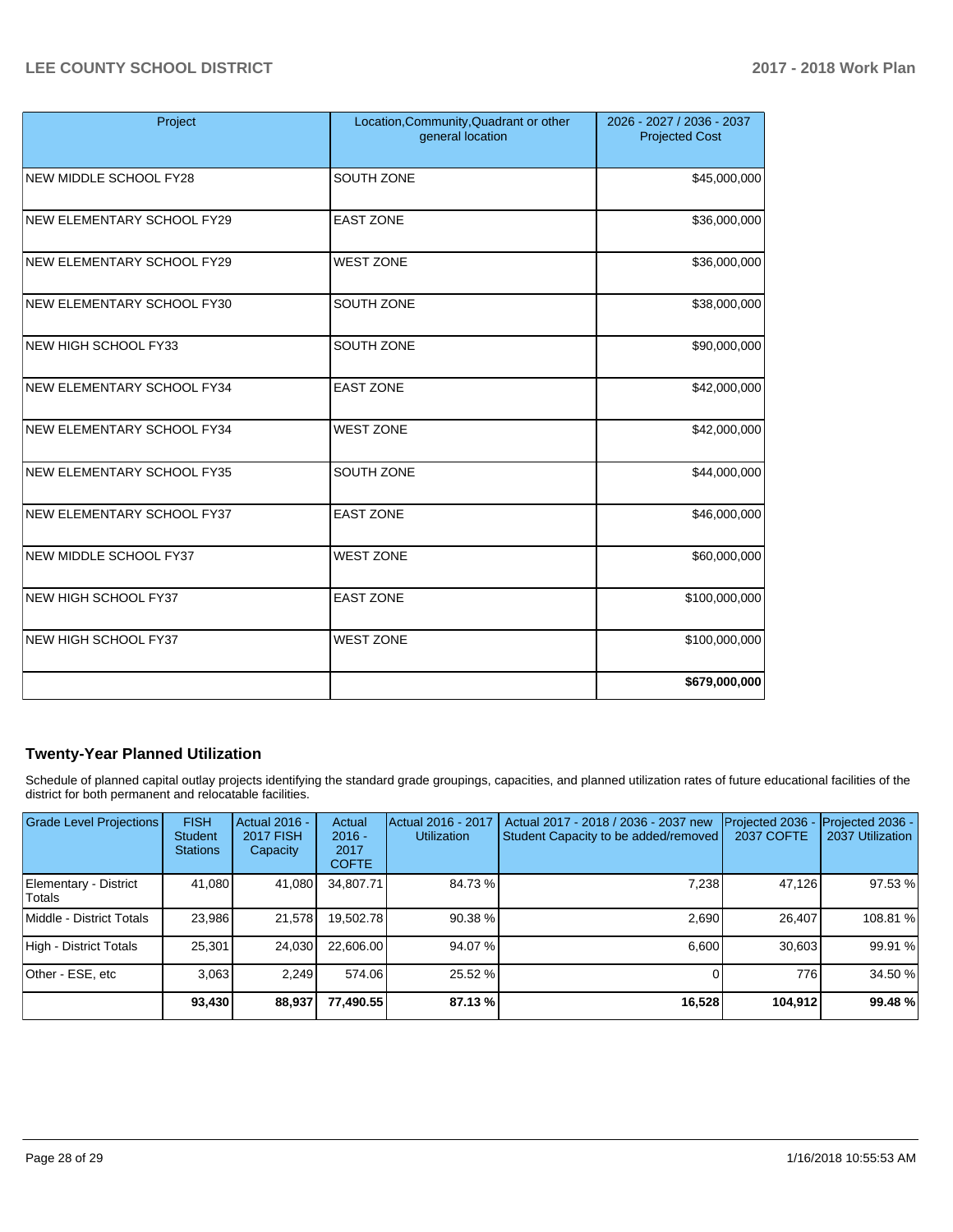| Project | Location,Community,Quadrant or other general location | 2026 - 2027 / 2036 - 2037 Projected Cost |
| --- | --- | --- |
| NEW MIDDLE SCHOOL FY28 | SOUTH ZONE | $45,000,000 |
| NEW ELEMENTARY SCHOOL FY29 | EAST ZONE | $36,000,000 |
| NEW ELEMENTARY SCHOOL FY29 | WEST ZONE | $36,000,000 |
| NEW ELEMENTARY SCHOOL FY30 | SOUTH ZONE | $38,000,000 |
| NEW HIGH SCHOOL FY33 | SOUTH ZONE | $90,000,000 |
| NEW ELEMENTARY SCHOOL FY34 | EAST ZONE | $42,000,000 |
| NEW ELEMENTARY SCHOOL FY34 | WEST ZONE | $42,000,000 |
| NEW ELEMENTARY SCHOOL FY35 | SOUTH ZONE | $44,000,000 |
| NEW ELEMENTARY SCHOOL FY37 | EAST ZONE | $46,000,000 |
| NEW MIDDLE SCHOOL FY37 | WEST ZONE | $60,000,000 |
| NEW HIGH SCHOOL FY37 | EAST ZONE | $100,000,000 |
| NEW HIGH SCHOOL FY37 | WEST ZONE | $100,000,000 |
| | | **$679,000,000** |

## Twenty-Year Planned Utilization

Schedule of planned capital outlay projects identifying the standard grade groupings, capacities, and planned utilization rates of future educational facilities of the district for both permanent and relocatable facilities.

| Grade Level Projections | FISH Student Stations | Actual 2016 - 2017 FISH Capacity | Actual 2016 - 2017 COFTE | Actual 2016 - 2017 Utilization | Actual 2017 - 2018 / 2036 - 2037 new Student Capacity to be added/removed | Projected 2036 - 2037 COFTE | Projected 2036 - 2037 Utilization |
| --- | --- | --- | --- | --- | --- | --- | --- |
| Elementary - District Totals | 41,080 | 41,080 | 34,807.71 | 84.73 % | 7,238 | 47,126 | 97.53 % |
| Middle - District Totals | 23,986 | 21,578 | 19,502.78 | 90.38 % | 2,690 | 26,407 | 108.81 % |
| High - District Totals | 25,301 | 24,030 | 22,606.00 | 94.07 % | 6,600 | 30,603 | 99.91 % |
| Other - ESE, etc | 3,063 | 2,249 | 574.06 | 25.52 % | 0 | 776 | 34.50 % |
| | **93,430** | **88,937** | **77,490.55** | **87.13 %** | **16,528** | **104,912** | **99.48 %** |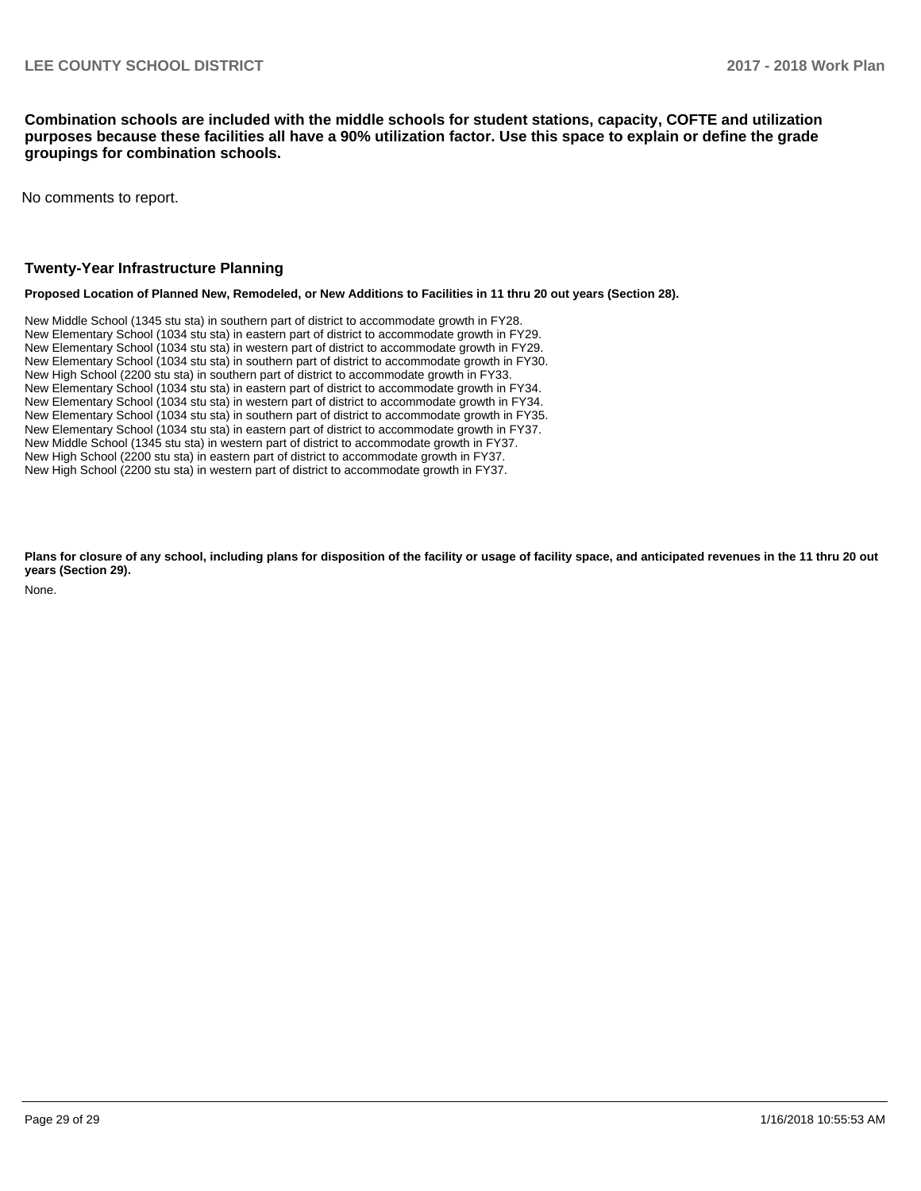**Combination schools are included with the middle schools for student stations, capacity, COFTE and utilization purposes because these facilities all have a 90% utilization factor. Use this space to explain or define the grade groupings for combination schools.**

No comments to report.

## Twenty-Year Infrastructure Planning

**Proposed Location of Planned New, Remodeled, or New Additions to Facilities in 11 thru 20 out years (Section 28).**

New Middle School (1345 stu sta) in southern part of district to accommodate growth in FY28.
New Elementary School (1034 stu sta) in eastern part of district to accommodate growth in FY29.
New Elementary School (1034 stu sta) in western part of district to accommodate growth in FY29.
New Elementary School (1034 stu sta) in southern part of district to accommodate growth in FY30.
New High School (2200 stu sta) in southern part of district to accommodate growth in FY33.
New Elementary School (1034 stu sta) in eastern part of district to accommodate growth in FY34.
New Elementary School (1034 stu sta) in western part of district to accommodate growth in FY34.
New Elementary School (1034 stu sta) in southern part of district to accommodate growth in FY35.
New Elementary School (1034 stu sta) in eastern part of district to accommodate growth in FY37.
New Middle School (1345 stu sta) in western part of district to accommodate growth in FY37.
New High School (2200 stu sta) in eastern part of district to accommodate growth in FY37.
New High School (2200 stu sta) in western part of district to accommodate growth in FY37.

**Plans for closure of any school, including plans for disposition of the facility or usage of facility space, and anticipated revenues in the 11 thru 20 out years (Section 29).**

None.